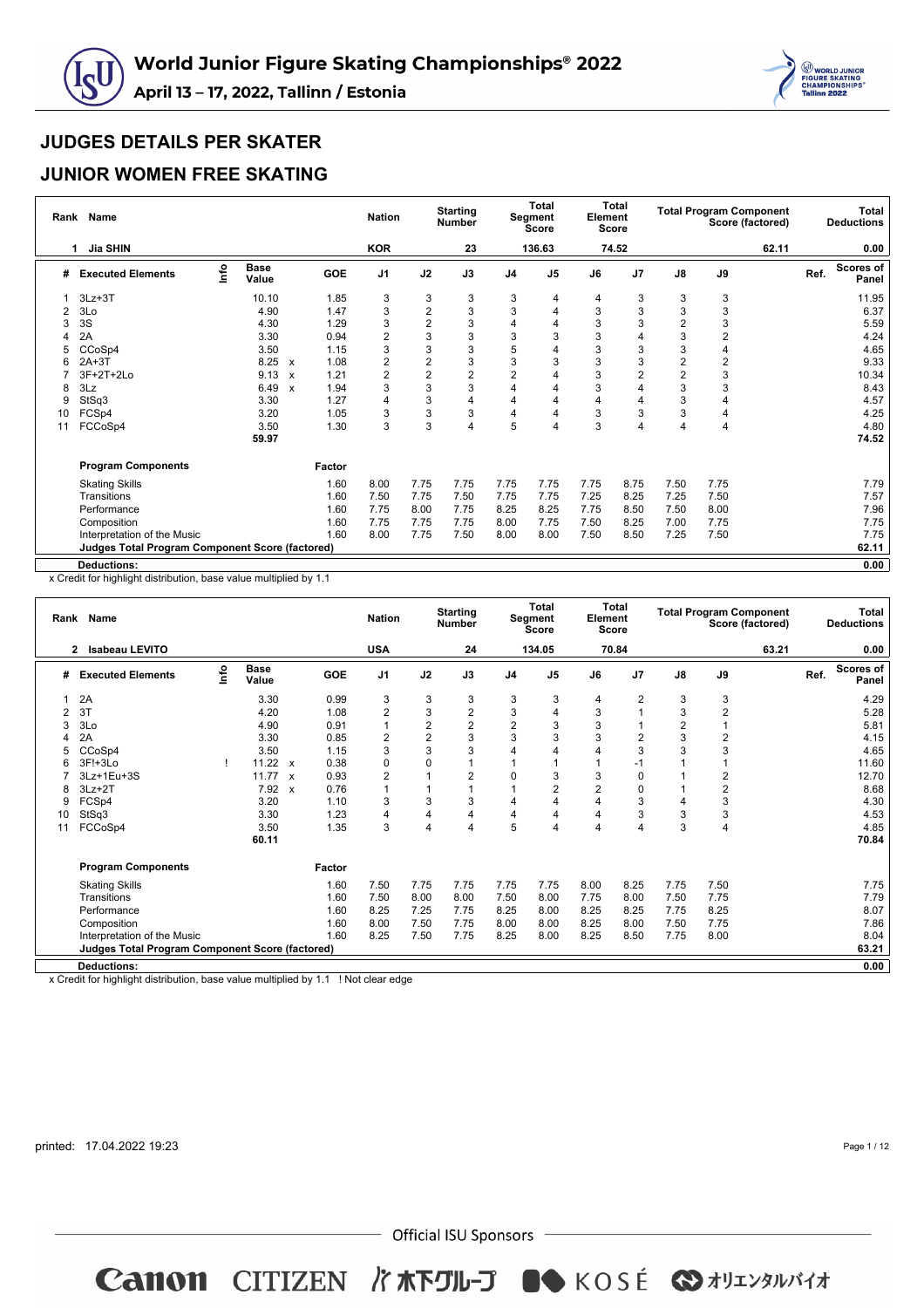# World Junior Figure Skating Championships® 2022

**April 13 – 17, 2022, Tallinn / Estonia**

## JUDGES DETAILS PER SKATER

## JUNIOR WOMEN FREE SKATING

| Rank | Name | Nation | Starting Number | Total Segment Score | Total Element Score | Total Program Component Score (factored) | Total Deductions |
|---|---|---|---|---|---|---|---|
| 1 | Jia SHIN | KOR | 23 | 136.63 | 74.52 | 62.11 | 0.00 |

| # | Executed Elements | Info | Base Value | | GOE | J1 | J2 | J3 | J4 | J5 | J6 | J7 | J8 | J9 | Ref. | Scores of Panel |
|---|---|---|---|---|---|---|---|---|---|---|---|---|---|---|---|---|
| 1 | 3Lz+3T | | 10.10 | | 1.85 | 3 | 3 | 3 | 3 | 4 | 4 | 3 | 3 | 3 | | 11.95 |
| 2 | 3Lo | | 4.90 | | 1.47 | 3 | 2 | 3 | 3 | 4 | 3 | 3 | 3 | 3 | | 6.37 |
| 3 | 3S | | 4.30 | | 1.29 | 3 | 2 | 3 | 4 | 4 | 3 | 3 | 2 | 3 | | 5.59 |
| 4 | 2A | | 3.30 | | 0.94 | 2 | 3 | 3 | 3 | 3 | 3 | 4 | 3 | 2 | | 4.24 |
| 5 | CCoSp4 | | 3.50 | | 1.15 | 3 | 3 | 3 | 5 | 4 | 3 | 3 | 3 | 4 | | 4.65 |
| 6 | 2A+3T | | 8.25 | x | 1.08 | 2 | 2 | 3 | 3 | 3 | 3 | 3 | 2 | 2 | | 9.33 |
| 7 | 3F+2T+2Lo | | 9.13 | x | 1.21 | 2 | 2 | 2 | 2 | 4 | 3 | 2 | 2 | 3 | | 10.34 |
| 8 | 3Lz | | 6.49 | x | 1.94 | 3 | 3 | 3 | 4 | 4 | 3 | 4 | 3 | 3 | | 8.43 |
| 9 | StSq3 | | 3.30 | | 1.27 | 4 | 3 | 4 | 4 | 4 | 4 | 4 | 3 | 4 | | 4.57 |
| 10 | FCSp4 | | 3.20 | | 1.05 | 3 | 3 | 3 | 4 | 4 | 3 | 3 | 3 | 4 | | 4.25 |
| 11 | FCCoSp4 | | 3.50 | | 1.30 | 3 | 3 | 4 | 5 | 4 | 3 | 4 | 4 | 4 | | 4.80 |
| | | | 59.97 | | | | | | | | | | | | | 74.52 |

| Program Components | Factor | J1 | J2 | J3 | J4 | J5 | J6 | J7 | J8 | J9 | Scores of Panel |
|---|---|---|---|---|---|---|---|---|---|---|---|
| Skating Skills | 1.60 | 8.00 | 7.75 | 7.75 | 7.75 | 7.75 | 7.75 | 8.75 | 7.50 | 7.75 | 7.79 |
| Transitions | 1.60 | 7.50 | 7.75 | 7.50 | 7.75 | 7.75 | 7.25 | 8.25 | 7.25 | 7.50 | 7.57 |
| Performance | 1.60 | 7.75 | 8.00 | 7.75 | 8.25 | 8.25 | 7.75 | 8.50 | 7.50 | 8.00 | 7.96 |
| Composition | 1.60 | 7.75 | 7.75 | 7.75 | 8.00 | 7.75 | 7.50 | 8.25 | 7.00 | 7.75 | 7.75 |
| Interpretation of the Music | 1.60 | 8.00 | 7.75 | 7.50 | 8.00 | 8.00 | 7.50 | 8.50 | 7.25 | 7.50 | 7.75 |
| **Judges Total Program Component Score (factored)** | | | | | | | | | | | **62.11** |

**Deductions:** 0.00

x Credit for highlight distribution, base value multiplied by 1.1

| Rank | Name | Nation | Starting Number | Total Segment Score | Total Element Score | Total Program Component Score (factored) | Total Deductions |
|---|---|---|---|---|---|---|---|
| 2 | Isabeau LEVITO | USA | 24 | 134.05 | 70.84 | 63.21 | 0.00 |

| # | Executed Elements | Info | Base Value | | GOE | J1 | J2 | J3 | J4 | J5 | J6 | J7 | J8 | J9 | Ref. | Scores of Panel |
|---|---|---|---|---|---|---|---|---|---|---|---|---|---|---|---|---|
| 1 | 2A | | 3.30 | | 0.99 | 3 | 3 | 3 | 3 | 3 | 4 | 2 | 3 | 3 | | 4.29 |
| 2 | 3T | | 4.20 | | 1.08 | 2 | 3 | 2 | 3 | 4 | 3 | 1 | 3 | 2 | | 5.28 |
| 3 | 3Lo | | 4.90 | | 0.91 | 1 | 2 | 2 | 2 | 3 | 3 | 1 | 2 | 1 | | 5.81 |
| 4 | 2A | | 3.30 | | 0.85 | 2 | 2 | 3 | 3 | 3 | 3 | 2 | 3 | 2 | | 4.15 |
| 5 | CCoSp4 | | 3.50 | | 1.15 | 3 | 3 | 3 | 4 | 4 | 4 | 3 | 3 | 3 | | 4.65 |
| 6 | 3F!+3Lo | ! | 11.22 | x | 0.38 | 0 | 0 | 1 | 1 | 1 | 1 | -1 | 1 | 1 | | 11.60 |
| 7 | 3Lz+1Eu+3S | | 11.77 | x | 0.93 | 2 | 1 | 2 | 0 | 3 | 3 | 0 | 1 | 2 | | 12.70 |
| 8 | 3Lz+2T | | 7.92 | x | 0.76 | 1 | 1 | 1 | 1 | 2 | 2 | 0 | 1 | 2 | | 8.68 |
| 9 | FCSp4 | | 3.20 | | 1.10 | 3 | 3 | 3 | 4 | 4 | 4 | 3 | 4 | 3 | | 4.30 |
| 10 | StSq3 | | 3.30 | | 1.23 | 4 | 4 | 4 | 4 | 4 | 4 | 3 | 3 | 3 | | 4.53 |
| 11 | FCCoSp4 | | 3.50 | | 1.35 | 3 | 4 | 4 | 5 | 4 | 4 | 4 | 3 | 4 | | 4.85 |
| | | | 60.11 | | | | | | | | | | | | | 70.84 |

| Program Components | Factor | J1 | J2 | J3 | J4 | J5 | J6 | J7 | J8 | J9 | Scores of Panel |
|---|---|---|---|---|---|---|---|---|---|---|---|
| Skating Skills | 1.60 | 7.50 | 7.75 | 7.75 | 7.75 | 7.75 | 8.00 | 8.25 | 7.75 | 7.50 | 7.75 |
| Transitions | 1.60 | 7.50 | 8.00 | 8.00 | 7.50 | 8.00 | 7.75 | 8.00 | 7.50 | 7.75 | 7.79 |
| Performance | 1.60 | 8.25 | 7.25 | 7.75 | 8.25 | 8.00 | 8.25 | 8.25 | 7.75 | 8.25 | 8.07 |
| Composition | 1.60 | 8.00 | 7.50 | 7.75 | 8.00 | 8.00 | 8.25 | 8.00 | 7.50 | 7.75 | 7.86 |
| Interpretation of the Music | 1.60 | 8.25 | 7.50 | 7.75 | 8.25 | 8.00 | 8.25 | 8.50 | 7.75 | 8.00 | 8.04 |
| **Judges Total Program Component Score (factored)** | | | | | | | | | | | **63.21** |

**Deductions:** 0.00

x Credit for highlight distribution, base value multiplied by 1.1 ! Not clear edge

printed: 17.04.2022 19:23

Official ISU Sponsors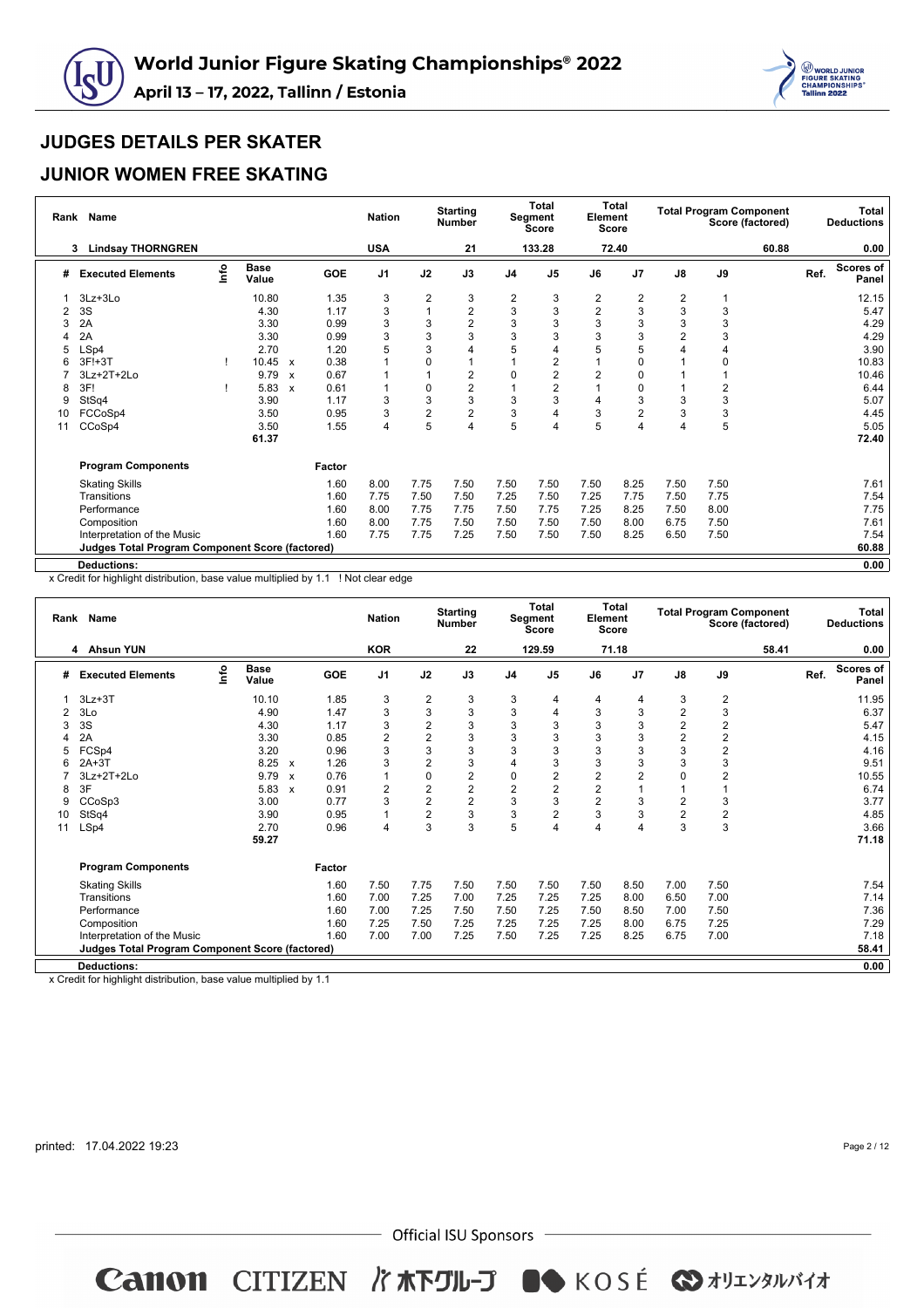# World Junior Figure Skating Championships® 2022

**April 13 – 17, 2022, Tallinn / Estonia**

## JUDGES DETAILS PER SKATER

## JUNIOR WOMEN FREE SKATING

| Rank | Name | Nation | Starting Number | Total Segment Score | Total Element Score | Total Program Component Score (factored) | Total Deductions |
|---|---|---|---|---|---|---|---|
| 3 | Lindsay THORNGREN | USA | 21 | 133.28 | 72.40 | 60.88 | 0.00 |

| # | Executed Elements | Info | Base Value | | GOE | J1 | J2 | J3 | J4 | J5 | J6 | J7 | J8 | J9 | Ref. | Scores of Panel |
|---|---|---|---|---|---|---|---|---|---|---|---|---|---|---|---|---|
| 1 | 3Lz+3Lo | | 10.80 | | 1.35 | 3 | 2 | 3 | 2 | 3 | 2 | 2 | 2 | 1 | | 12.15 |
| 2 | 3S | | 4.30 | | 1.17 | 3 | 1 | 2 | 3 | 3 | 2 | 3 | 3 | 3 | | 5.47 |
| 3 | 2A | | 3.30 | | 0.99 | 3 | 3 | 2 | 3 | 3 | 3 | 3 | 3 | 3 | | 4.29 |
| 4 | 2A | | 3.30 | | 0.99 | 3 | 3 | 3 | 3 | 3 | 3 | 3 | 2 | 3 | | 4.29 |
| 5 | LSp4 | | 2.70 | | 1.20 | 5 | 3 | 4 | 5 | 4 | 5 | 5 | 4 | 4 | | 3.90 |
| 6 | 3F!+3T | ! | 10.45 | x | 0.38 | 1 | 0 | 1 | 1 | 2 | 1 | 0 | 1 | 0 | | 10.83 |
| 7 | 3Lz+2T+2Lo | | 9.79 | x | 0.67 | 1 | 1 | 2 | 0 | 2 | 2 | 0 | 1 | 1 | | 10.46 |
| 8 | 3F! | ! | 5.83 | x | 0.61 | 1 | 0 | 2 | 1 | 2 | 1 | 0 | 1 | 2 | | 6.44 |
| 9 | StSq4 | | 3.90 | | 1.17 | 3 | 3 | 3 | 3 | 3 | 4 | 3 | 3 | 3 | | 5.07 |
| 10 | FCCoSp4 | | 3.50 | | 0.95 | 3 | 2 | 2 | 3 | 4 | 3 | 2 | 3 | 3 | | 4.45 |
| 11 | CCoSp4 | | 3.50 | | 1.55 | 4 | 5 | 4 | 5 | 4 | 5 | 4 | 4 | 5 | | 5.05 |
| | | | 61.37 | | | | | | | | | | | | | 72.40 |

| Program Components | Factor | J1 | J2 | J3 | J4 | J5 | J6 | J7 | J8 | J9 | Scores of Panel |
|---|---|---|---|---|---|---|---|---|---|---|---|
| Skating Skills | 1.60 | 8.00 | 7.75 | 7.50 | 7.50 | 7.50 | 7.50 | 8.25 | 7.50 | 7.50 | 7.61 |
| Transitions | 1.60 | 7.75 | 7.50 | 7.50 | 7.25 | 7.50 | 7.25 | 7.75 | 7.50 | 7.75 | 7.54 |
| Performance | 1.60 | 8.00 | 7.75 | 7.75 | 7.50 | 7.75 | 7.25 | 8.25 | 7.50 | 8.00 | 7.75 |
| Composition | 1.60 | 8.00 | 7.75 | 7.50 | 7.50 | 7.50 | 7.50 | 8.00 | 6.75 | 7.50 | 7.61 |
| Interpretation of the Music | 1.60 | 7.75 | 7.75 | 7.25 | 7.50 | 7.50 | 7.50 | 8.25 | 6.50 | 7.50 | 7.54 |
| **Judges Total Program Component Score (factored)** | | | | | | | | | | | **60.88** |
| **Deductions:** | | | | | | | | | | | **0.00** |

x Credit for highlight distribution, base value multiplied by 1.1 ! Not clear edge

| Rank | Name | Nation | Starting Number | Total Segment Score | Total Element Score | Total Program Component Score (factored) | Total Deductions |
|---|---|---|---|---|---|---|---|
| 4 | Ahsun YUN | KOR | 22 | 129.59 | 71.18 | 58.41 | 0.00 |

| # | Executed Elements | Info | Base Value | | GOE | J1 | J2 | J3 | J4 | J5 | J6 | J7 | J8 | J9 | Ref. | Scores of Panel |
|---|---|---|---|---|---|---|---|---|---|---|---|---|---|---|---|---|
| 1 | 3Lz+3T | | 10.10 | | 1.85 | 3 | 2 | 3 | 3 | 4 | 4 | 4 | 3 | 2 | | 11.95 |
| 2 | 3Lo | | 4.90 | | 1.47 | 3 | 3 | 3 | 3 | 4 | 3 | 3 | 2 | 3 | | 6.37 |
| 3 | 3S | | 4.30 | | 1.17 | 3 | 2 | 3 | 3 | 3 | 3 | 3 | 2 | 2 | | 5.47 |
| 4 | 2A | | 3.30 | | 0.85 | 2 | 2 | 3 | 3 | 3 | 3 | 2 | 2 | 2 | | 4.15 |
| 5 | FCSp4 | | 3.20 | | 0.96 | 3 | 3 | 3 | 3 | 3 | 3 | 3 | 3 | 2 | | 4.16 |
| 6 | 2A+3T | | 8.25 | x | 1.26 | 3 | 2 | 3 | 4 | 3 | 3 | 3 | 3 | 3 | | 9.51 |
| 7 | 3Lz+2T+2Lo | | 9.79 | x | 0.76 | 1 | 0 | 2 | 0 | 2 | 2 | 2 | 0 | 2 | | 10.55 |
| 8 | 3F | | 5.83 | x | 0.91 | 2 | 2 | 2 | 2 | 2 | 2 | 1 | 1 | 1 | | 6.74 |
| 9 | CCoSp3 | | 3.00 | | 0.77 | 3 | 2 | 2 | 3 | 3 | 2 | 3 | 2 | 3 | | 3.77 |
| 10 | StSq4 | | 3.90 | | 0.95 | 1 | 2 | 3 | 3 | 2 | 3 | 3 | 2 | 2 | | 4.85 |
| 11 | LSp4 | | 2.70 | | 0.96 | 4 | 3 | 3 | 5 | 4 | 4 | 4 | 3 | 3 | | 3.66 |
| | | | 59.27 | | | | | | | | | | | | | 71.18 |

| Program Components | Factor | J1 | J2 | J3 | J4 | J5 | J6 | J7 | J8 | J9 | Scores of Panel |
|---|---|---|---|---|---|---|---|---|---|---|---|
| Skating Skills | 1.60 | 7.50 | 7.75 | 7.50 | 7.50 | 7.50 | 7.50 | 8.50 | 7.00 | 7.50 | 7.54 |
| Transitions | 1.60 | 7.00 | 7.25 | 7.00 | 7.25 | 7.25 | 7.25 | 8.00 | 6.50 | 7.00 | 7.14 |
| Performance | 1.60 | 7.00 | 7.25 | 7.50 | 7.50 | 7.25 | 7.50 | 8.50 | 7.00 | 7.50 | 7.36 |
| Composition | 1.60 | 7.25 | 7.50 | 7.25 | 7.25 | 7.25 | 7.25 | 8.00 | 6.75 | 7.25 | 7.29 |
| Interpretation of the Music | 1.60 | 7.00 | 7.00 | 7.25 | 7.50 | 7.25 | 7.25 | 8.25 | 6.75 | 7.00 | 7.18 |
| **Judges Total Program Component Score (factored)** | | | | | | | | | | | **58.41** |
| **Deductions:** | | | | | | | | | | | **0.00** |

x Credit for highlight distribution, base value multiplied by 1.1

printed: 17.04.2022 19:23

Official ISU Sponsors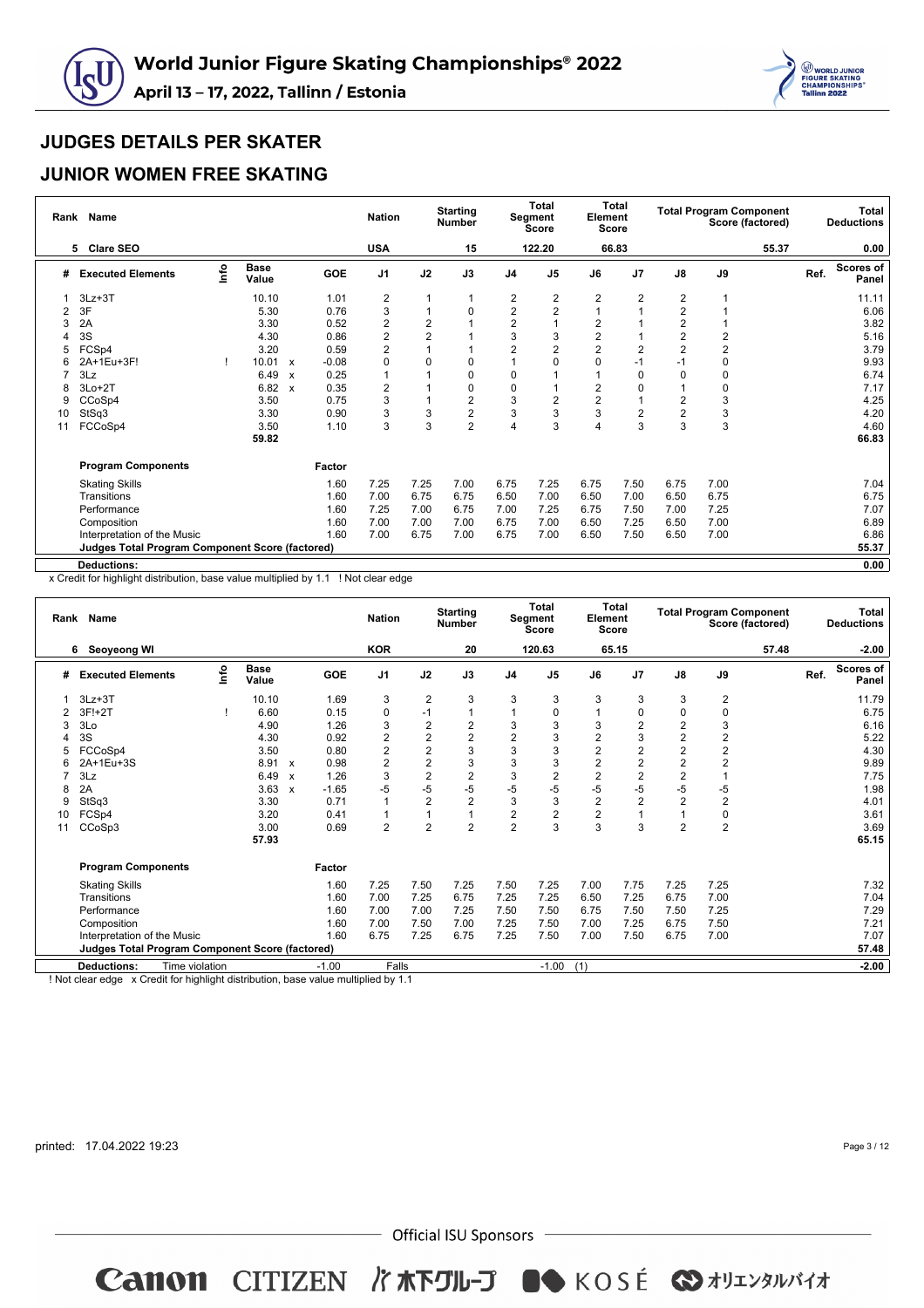# World Junior Figure Skating Championships® 2022

**April 13 – 17, 2022, Tallinn / Estonia**

## JUDGES DETAILS PER SKATER

## JUNIOR WOMEN FREE SKATING

| Rank | Name | Nation | Starting Number | Total Segment Score | Total Element Score | Total Program Component Score (factored) | Total Deductions |
|---|---|---|---|---|---|---|---|
| 5 | Clare SEO | USA | 15 | 122.20 | 66.83 | 55.37 | 0.00 |

| # | Executed Elements | Info | Base Value | | GOE | J1 | J2 | J3 | J4 | J5 | J6 | J7 | J8 | J9 | Ref. | Scores of Panel |
|---|---|---|---|---|---|---|---|---|---|---|---|---|---|---|---|---|
| 1 | 3Lz+3T | | 10.10 | | 1.01 | 2 | 1 | 1 | 2 | 2 | 2 | 2 | 2 | 1 | | 11.11 |
| 2 | 3F | | 5.30 | | 0.76 | 3 | 1 | 0 | 2 | 2 | 1 | 1 | 2 | 1 | | 6.06 |
| 3 | 2A | | 3.30 | | 0.52 | 2 | 2 | 1 | 2 | 1 | 2 | 1 | 2 | 1 | | 3.82 |
| 4 | 3S | | 4.30 | | 0.86 | 2 | 2 | 1 | 3 | 3 | 2 | 1 | 2 | 2 | | 5.16 |
| 5 | FCSp4 | | 3.20 | | 0.59 | 2 | 1 | 1 | 2 | 2 | 2 | 2 | 2 | 2 | | 3.79 |
| 6 | 2A+1Eu+3F! | ! | 10.01 | x | -0.08 | 0 | 0 | 0 | 1 | 0 | 0 | -1 | -1 | 0 | | 9.93 |
| 7 | 3Lz | | 6.49 | x | 0.25 | 1 | 1 | 0 | 0 | 1 | 1 | 0 | 0 | 0 | | 6.74 |
| 8 | 3Lo+2T | | 6.82 | x | 0.35 | 2 | 1 | 0 | 0 | 1 | 2 | 0 | 1 | 0 | | 7.17 |
| 9 | CCoSp4 | | 3.50 | | 0.75 | 3 | 1 | 2 | 3 | 2 | 2 | 1 | 2 | 3 | | 4.25 |
| 10 | StSq3 | | 3.30 | | 0.90 | 3 | 3 | 2 | 3 | 3 | 3 | 2 | 2 | 3 | | 4.20 |
| 11 | FCCoSp4 | | 3.50 | | 1.10 | 3 | 3 | 2 | 4 | 3 | 4 | 3 | 3 | 3 | | 4.60 |
| | | | 59.82 | | | | | | | | | | | | | 66.83 |

| Program Components | Factor | J1 | J2 | J3 | J4 | J5 | J6 | J7 | J8 | J9 | Scores of Panel |
|---|---|---|---|---|---|---|---|---|---|---|---|
| Skating Skills | 1.60 | 7.25 | 7.25 | 7.00 | 6.75 | 7.25 | 6.75 | 7.50 | 6.75 | 7.00 | 7.04 |
| Transitions | 1.60 | 7.00 | 6.75 | 6.75 | 6.50 | 7.00 | 6.50 | 7.00 | 6.50 | 6.75 | 6.75 |
| Performance | 1.60 | 7.25 | 7.00 | 6.75 | 7.00 | 7.25 | 6.75 | 7.50 | 7.00 | 7.25 | 7.07 |
| Composition | 1.60 | 7.00 | 7.00 | 7.00 | 6.75 | 7.00 | 6.50 | 7.25 | 6.50 | 7.00 | 6.89 |
| Interpretation of the Music | 1.60 | 7.00 | 6.75 | 7.00 | 6.75 | 7.00 | 6.50 | 7.50 | 6.50 | 7.00 | 6.86 |
| **Judges Total Program Component Score (factored)** | | | | | | | | | | | **55.37** |

**Deductions:** 0.00

x Credit for highlight distribution, base value multiplied by 1.1 ! Not clear edge

| Rank | Name | Nation | Starting Number | Total Segment Score | Total Element Score | Total Program Component Score (factored) | Total Deductions |
|---|---|---|---|---|---|---|---|
| 6 | Seoyeong WI | KOR | 20 | 120.63 | 65.15 | 57.48 | -2.00 |

| # | Executed Elements | Info | Base Value | | GOE | J1 | J2 | J3 | J4 | J5 | J6 | J7 | J8 | J9 | Ref. | Scores of Panel |
|---|---|---|---|---|---|---|---|---|---|---|---|---|---|---|---|---|
| 1 | 3Lz+3T | | 10.10 | | 1.69 | 3 | 2 | 3 | 3 | 3 | 3 | 3 | 3 | 2 | | 11.79 |
| 2 | 3F!+2T | ! | 6.60 | | 0.15 | 0 | -1 | 1 | 1 | 0 | 1 | 0 | 0 | 0 | | 6.75 |
| 3 | 3Lo | | 4.90 | | 1.26 | 3 | 2 | 2 | 3 | 3 | 3 | 2 | 2 | 3 | | 6.16 |
| 4 | 3S | | 4.30 | | 0.92 | 2 | 2 | 2 | 2 | 3 | 2 | 3 | 2 | 2 | | 5.22 |
| 5 | FCCoSp4 | | 3.50 | | 0.80 | 2 | 2 | 3 | 3 | 3 | 2 | 2 | 2 | 2 | | 4.30 |
| 6 | 2A+1Eu+3S | | 8.91 | x | 0.98 | 2 | 2 | 3 | 3 | 3 | 2 | 2 | 2 | 2 | | 9.89 |
| 7 | 3Lz | | 6.49 | x | 1.26 | 3 | 2 | 2 | 3 | 2 | 2 | 2 | 2 | 1 | | 7.75 |
| 8 | 2A | | 3.63 | x | -1.65 | -5 | -5 | -5 | -5 | -5 | -5 | -5 | -5 | -5 | | 1.98 |
| 9 | StSq3 | | 3.30 | | 0.71 | 1 | 2 | 2 | 3 | 3 | 2 | 2 | 2 | 2 | | 4.01 |
| 10 | FCSp4 | | 3.20 | | 0.41 | 1 | 1 | 1 | 2 | 2 | 2 | 1 | 1 | 0 | | 3.61 |
| 11 | CCoSp3 | | 3.00 | | 0.69 | 2 | 2 | 2 | 2 | 3 | 3 | 3 | 2 | 2 | | 3.69 |
| | | | 57.93 | | | | | | | | | | | | | 65.15 |

| Program Components | Factor | J1 | J2 | J3 | J4 | J5 | J6 | J7 | J8 | J9 | Scores of Panel |
|---|---|---|---|---|---|---|---|---|---|---|---|
| Skating Skills | 1.60 | 7.25 | 7.50 | 7.25 | 7.50 | 7.25 | 7.00 | 7.75 | 7.25 | 7.25 | 7.32 |
| Transitions | 1.60 | 7.00 | 7.25 | 6.75 | 7.25 | 7.25 | 6.50 | 7.25 | 6.75 | 7.00 | 7.04 |
| Performance | 1.60 | 7.00 | 7.00 | 7.25 | 7.50 | 7.50 | 6.75 | 7.50 | 7.50 | 7.25 | 7.29 |
| Composition | 1.60 | 7.00 | 7.50 | 7.00 | 7.25 | 7.50 | 7.00 | 7.25 | 6.75 | 7.50 | 7.21 |
| Interpretation of the Music | 1.60 | 6.75 | 7.25 | 6.75 | 7.25 | 7.50 | 7.00 | 7.50 | 6.75 | 7.00 | 7.07 |
| **Judges Total Program Component Score (factored)** | | | | | | | | | | | **57.48** |

**Deductions:** Time violation -1.00 Falls -1.00 (1) **-2.00**

! Not clear edge x Credit for highlight distribution, base value multiplied by 1.1

printed: 17.04.2022 19:23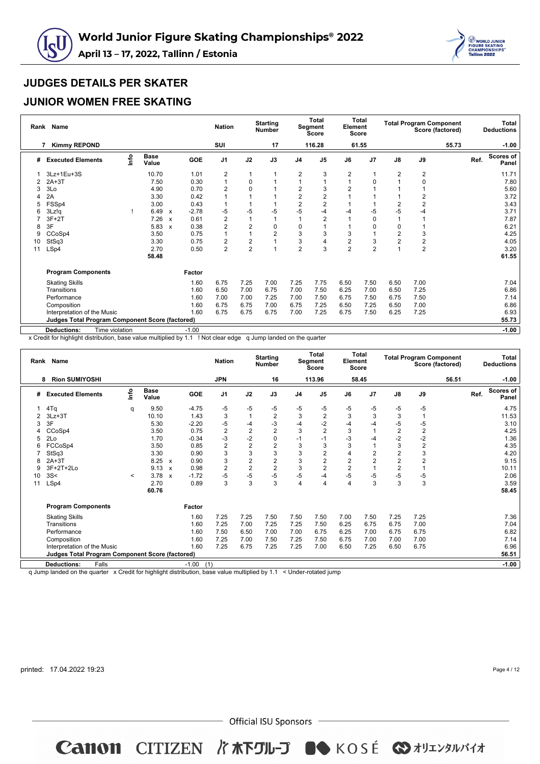# World Junior Figure Skating Championships® 2022

**April 13 – 17, 2022, Tallinn / Estonia**

## JUDGES DETAILS PER SKATER

## JUNIOR WOMEN FREE SKATING

| Rank | Name | Nation | Starting Number | Total Segment Score | Total Element Score | Total Program Component Score (factored) | Total Deductions |
|---|---|---|---|---|---|---|---|
| 7 | Kimmy REPOND | SUI | 17 | 116.28 | 61.55 | 55.73 | -1.00 |

| # | Executed Elements | Info | Base Value | | GOE | J1 | J2 | J3 | J4 | J5 | J6 | J7 | J8 | J9 | Ref. | Scores of Panel |
|---|---|---|---|---|---|---|---|---|---|---|---|---|---|---|---|---|
| 1 | 3Lz+1Eu+3S | | 10.70 | | 1.01 | 2 | 1 | 1 | 2 | 3 | 2 | 1 | 2 | 2 | | 11.71 |
| 2 | 2A+3T | | 7.50 | | 0.30 | 1 | 0 | 1 | 1 | 1 | 1 | 0 | 1 | 0 | | 7.80 |
| 3 | 3Lo | | 4.90 | | 0.70 | 2 | 0 | 1 | 2 | 3 | 2 | 1 | 1 | 1 | | 5.60 |
| 4 | 2A | | 3.30 | | 0.42 | 1 | 1 | 1 | 2 | 2 | 1 | 1 | 1 | 2 | | 3.72 |
| 5 | FSSp4 | | 3.00 | | 0.43 | 1 | 1 | 1 | 2 | 2 | 1 | 1 | 2 | 2 | | 3.43 |
| 6 | 3Lz!q | ! | 6.49 | x | -2.78 | -5 | -5 | -5 | -5 | -4 | -4 | -5 | -5 | -4 | | 3.71 |
| 7 | 3F+2T | | 7.26 | x | 0.61 | 2 | 1 | 1 | 1 | 2 | 1 | 0 | 1 | 1 | | 7.87 |
| 8 | 3F | | 5.83 | x | 0.38 | 2 | 2 | 0 | 0 | 1 | 1 | 0 | 0 | 1 | | 6.21 |
| 9 | CCoSp4 | | 3.50 | | 0.75 | 1 | 1 | 2 | 3 | 3 | 3 | 1 | 2 | 3 | | 4.25 |
| 10 | StSq3 | | 3.30 | | 0.75 | 2 | 2 | 1 | 3 | 4 | 2 | 3 | 2 | 2 | | 4.05 |
| 11 | LSp4 | | 2.70 | | 0.50 | 2 | 2 | 1 | 2 | 3 | 2 | 2 | 1 | 2 | | 3.20 |
| | | | 58.48 | | | | | | | | | | | | | 61.55 |

| Program Components | Factor | J1 | J2 | J3 | J4 | J5 | J6 | J7 | J8 | J9 | Scores of Panel |
|---|---|---|---|---|---|---|---|---|---|---|---|
| Skating Skills | 1.60 | 6.75 | 7.25 | 7.00 | 7.25 | 7.75 | 6.50 | 7.50 | 6.50 | 7.00 | 7.04 |
| Transitions | 1.60 | 6.50 | 7.00 | 6.75 | 7.00 | 7.50 | 6.25 | 7.00 | 6.50 | 7.25 | 6.86 |
| Performance | 1.60 | 7.00 | 7.00 | 7.25 | 7.00 | 7.50 | 6.75 | 7.50 | 6.75 | 7.50 | 7.14 |
| Composition | 1.60 | 6.75 | 6.75 | 7.00 | 6.75 | 7.25 | 6.50 | 7.25 | 6.50 | 7.00 | 6.86 |
| Interpretation of the Music | 1.60 | 6.75 | 6.75 | 6.75 | 7.00 | 7.25 | 6.75 | 7.50 | 6.25 | 7.25 | 6.93 |
| **Judges Total Program Component Score (factored)** | | | | | | | | | | | **55.73** |
| **Deductions:** Time violation | -1.00 | | | | | | | | | | **-1.00** |

x Credit for highlight distribution, base value multiplied by 1.1 ! Not clear edge q Jump landed on the quarter

| Rank | Name | Nation | Starting Number | Total Segment Score | Total Element Score | Total Program Component Score (factored) | Total Deductions |
|---|---|---|---|---|---|---|---|
| 8 | Rion SUMIYOSHI | JPN | 16 | 113.96 | 58.45 | 56.51 | -1.00 |

| # | Executed Elements | Info | Base Value | | GOE | J1 | J2 | J3 | J4 | J5 | J6 | J7 | J8 | J9 | Ref. | Scores of Panel |
|---|---|---|---|---|---|---|---|---|---|---|---|---|---|---|---|---|
| 1 | 4Tq | q | 9.50 | | -4.75 | -5 | -5 | -5 | -5 | -5 | -5 | -5 | -5 | -5 | | 4.75 |
| 2 | 3Lz+3T | | 10.10 | | 1.43 | 3 | 1 | 2 | 3 | 2 | 3 | 3 | 3 | 1 | | 11.53 |
| 3 | 3F | | 5.30 | | -2.20 | -5 | -4 | -3 | -4 | -2 | -4 | -4 | -5 | -5 | | 3.10 |
| 4 | CCoSp4 | | 3.50 | | 0.75 | 2 | 2 | 2 | 3 | 2 | 3 | 1 | 2 | 2 | | 4.25 |
| 5 | 2Lo | | 1.70 | | -0.34 | -3 | -2 | 0 | -1 | -1 | -3 | -4 | -2 | -2 | | 1.36 |
| 6 | FCCoSp4 | | 3.50 | | 0.85 | 2 | 2 | 2 | 3 | 3 | 3 | 1 | 3 | 2 | | 4.35 |
| 7 | StSq3 | | 3.30 | | 0.90 | 3 | 3 | 3 | 3 | 2 | 4 | 2 | 2 | 3 | | 4.20 |
| 8 | 2A+3T | | 8.25 | x | 0.90 | 3 | 2 | 2 | 3 | 2 | 2 | 2 | 2 | 2 | | 9.15 |
| 9 | 3F+2T+2Lo | | 9.13 | x | 0.98 | 2 | 2 | 2 | 3 | 2 | 2 | 1 | 2 | 1 | | 10.11 |
| 10 | 3S< | < | 3.78 | x | -1.72 | -5 | -5 | -5 | -5 | -4 | -5 | -5 | -5 | -5 | | 2.06 |
| 11 | LSp4 | | 2.70 | | 0.89 | 3 | 3 | 3 | 4 | 4 | 4 | 3 | 3 | 3 | | 3.59 |
| | | | 60.76 | | | | | | | | | | | | | 58.45 |

| Program Components | Factor | J1 | J2 | J3 | J4 | J5 | J6 | J7 | J8 | J9 | Scores of Panel |
|---|---|---|---|---|---|---|---|---|---|---|---|
| Skating Skills | 1.60 | 7.25 | 7.25 | 7.50 | 7.50 | 7.50 | 7.00 | 7.50 | 7.25 | 7.25 | 7.36 |
| Transitions | 1.60 | 7.25 | 7.00 | 7.25 | 7.25 | 7.50 | 6.25 | 6.75 | 6.75 | 7.00 | 7.04 |
| Performance | 1.60 | 7.50 | 6.50 | 7.00 | 7.00 | 6.75 | 6.25 | 7.00 | 6.75 | 6.75 | 6.82 |
| Composition | 1.60 | 7.25 | 7.00 | 7.50 | 7.25 | 7.50 | 6.75 | 7.00 | 7.00 | 7.00 | 7.14 |
| Interpretation of the Music | 1.60 | 7.25 | 6.75 | 7.25 | 7.25 | 7.00 | 6.50 | 7.25 | 6.50 | 6.75 | 6.96 |
| **Judges Total Program Component Score (factored)** | | | | | | | | | | | **56.51** |
| **Deductions:** Falls | -1.00 (1) | | | | | | | | | | **-1.00** |

q Jump landed on the quarter x Credit for highlight distribution, base value multiplied by 1.1 < Under-rotated jump

printed: 17.04.2022 19:23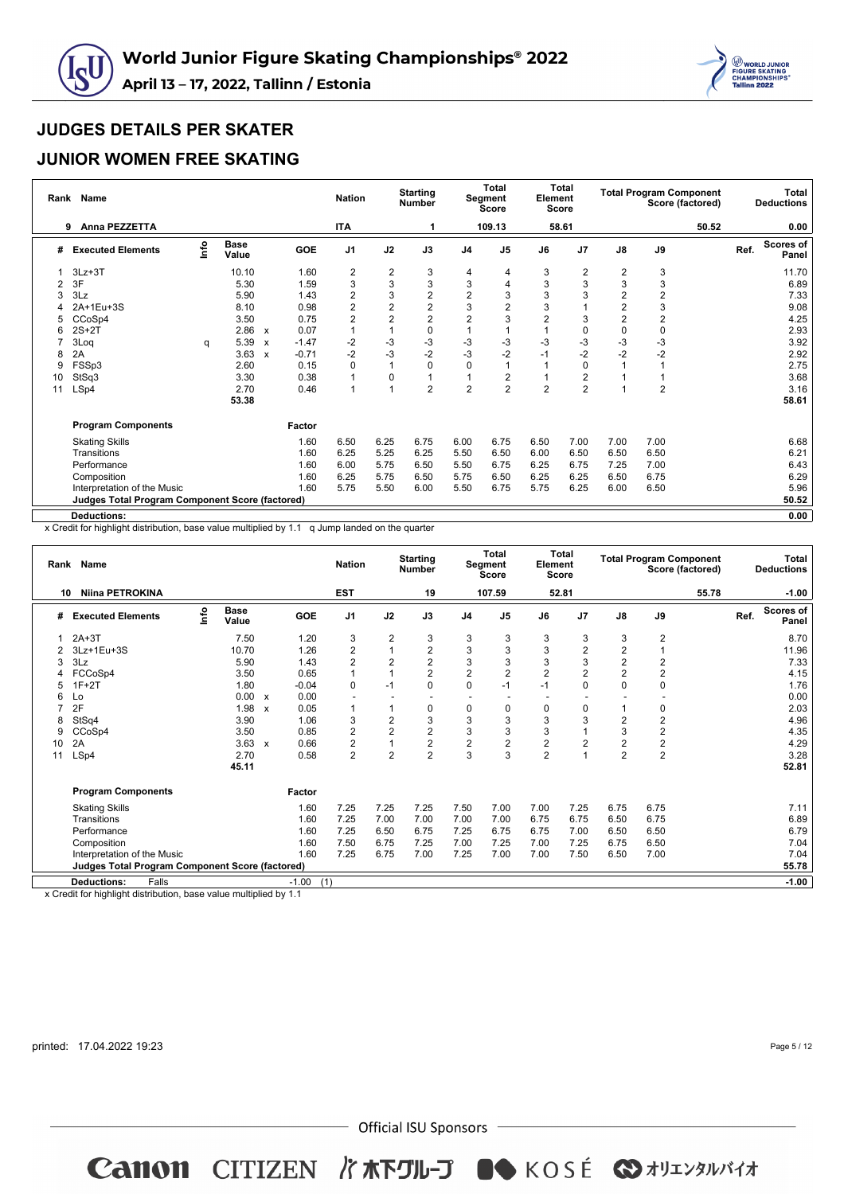## JUDGES DETAILS PER SKATER

## JUNIOR WOMEN FREE SKATING

| Rank | Name | Nation | Starting Number | Total Segment Score | Total Element Score | Total Program Component Score (factored) | Total Deductions |
|---|---|---|---|---|---|---|---|
| 9 | Anna PEZZETTA | ITA | 1 | 109.13 | 58.61 | 50.52 | 0.00 |

| # | Executed Elements | Info | Base Value | | GOE | J1 | J2 | J3 | J4 | J5 | J6 | J7 | J8 | J9 | Ref. | Scores of Panel |
|---|---|---|---|---|---|---|---|---|---|---|---|---|---|---|---|---|
| 1 | 3Lz+3T | | 10.10 | | 1.60 | 2 | 2 | 3 | 4 | 4 | 3 | 2 | 2 | 3 | | 11.70 |
| 2 | 3F | | 5.30 | | 1.59 | 3 | 3 | 3 | 3 | 4 | 3 | 3 | 3 | 3 | | 6.89 |
| 3 | 3Lz | | 5.90 | | 1.43 | 2 | 3 | 2 | 2 | 3 | 3 | 3 | 2 | 2 | | 7.33 |
| 4 | 2A+1Eu+3S | | 8.10 | | 0.98 | 2 | 2 | 2 | 3 | 2 | 3 | 1 | 2 | 3 | | 9.08 |
| 5 | CCoSp4 | | 3.50 | | 0.75 | 2 | 2 | 2 | 2 | 3 | 2 | 3 | 2 | 2 | | 4.25 |
| 6 | 2S+2T | | 2.86 | x | 0.07 | 1 | 1 | 0 | 1 | 1 | 1 | 0 | 0 | 0 | | 2.93 |
| 7 | 3Loq | q | 5.39 | x | -1.47 | -2 | -3 | -3 | -3 | -3 | -3 | -3 | -3 | -3 | | 3.92 |
| 8 | 2A | | 3.63 | x | -0.71 | -2 | -3 | -2 | -3 | -2 | -1 | -2 | -2 | -2 | | 2.92 |
| 9 | FSSp3 | | 2.60 | | 0.15 | 0 | 1 | 0 | 0 | 1 | 1 | 0 | 1 | 1 | | 2.75 |
| 10 | StSq3 | | 3.30 | | 0.38 | 1 | 0 | 1 | 1 | 2 | 1 | 2 | 1 | 1 | | 3.68 |
| 11 | LSp4 | | 2.70 | | 0.46 | 1 | 1 | 2 | 2 | 2 | 2 | 2 | 1 | 2 | | 3.16 |
| | | | 53.38 | | | | | | | | | | | | | 58.61 |
| | **Program Components** | | | | Factor | | | | | | | | | | | |
| | Skating Skills | | | | 1.60 | 6.50 | 6.25 | 6.75 | 6.00 | 6.75 | 6.50 | 7.00 | 7.00 | 7.00 | | 6.68 |
| | Transitions | | | | 1.60 | 6.25 | 5.25 | 6.25 | 5.50 | 6.50 | 6.00 | 6.50 | 6.50 | 6.50 | | 6.21 |
| | Performance | | | | 1.60 | 6.00 | 5.75 | 6.50 | 5.50 | 6.75 | 6.25 | 6.75 | 7.25 | 7.00 | | 6.43 |
| | Composition | | | | 1.60 | 6.25 | 5.75 | 6.50 | 5.75 | 6.50 | 6.25 | 6.25 | 6.50 | 6.75 | | 6.29 |
| | Interpretation of the Music | | | | 1.60 | 5.75 | 5.50 | 6.00 | 5.50 | 6.75 | 5.75 | 6.25 | 6.00 | 6.50 | | 5.96 |
| | **Judges Total Program Component Score (factored)** | | | | | | | | | | | | | | | 50.52 |
| | **Deductions:** | | | | | | | | | | | | | | | 0.00 |

x Credit for highlight distribution, base value multiplied by 1.1 q Jump landed on the quarter

| Rank | Name | Nation | Starting Number | Total Segment Score | Total Element Score | Total Program Component Score (factored) | Total Deductions |
|---|---|---|---|---|---|---|---|
| 10 | Niina PETROKINA | EST | 19 | 107.59 | 52.81 | 55.78 | -1.00 |

| # | Executed Elements | Info | Base Value | | GOE | J1 | J2 | J3 | J4 | J5 | J6 | J7 | J8 | J9 | Ref. | Scores of Panel |
|---|---|---|---|---|---|---|---|---|---|---|---|---|---|---|---|---|
| 1 | 2A+3T | | 7.50 | | 1.20 | 3 | 2 | 3 | 3 | 3 | 3 | 3 | 3 | 2 | | 8.70 |
| 2 | 3Lz+1Eu+3S | | 10.70 | | 1.26 | 2 | 1 | 2 | 3 | 3 | 3 | 2 | 2 | 1 | | 11.96 |
| 3 | 3Lz | | 5.90 | | 1.43 | 2 | 2 | 2 | 3 | 3 | 3 | 3 | 2 | 2 | | 7.33 |
| 4 | FCCoSp4 | | 3.50 | | 0.65 | 1 | 1 | 2 | 2 | 2 | 2 | 2 | 2 | 2 | | 4.15 |
| 5 | 1F+2T | | 1.80 | | -0.04 | 0 | -1 | 0 | 0 | -1 | -1 | 0 | 0 | 0 | | 1.76 |
| 6 | Lo | | 0.00 | x | 0.00 | - | - | - | - | - | - | - | - | - | | 0.00 |
| 7 | 2F | | 1.98 | x | 0.05 | 1 | 1 | 0 | 0 | 0 | 0 | 0 | 1 | 0 | | 2.03 |
| 8 | StSq4 | | 3.90 | | 1.06 | 3 | 2 | 3 | 3 | 3 | 3 | 3 | 2 | 2 | | 4.96 |
| 9 | CCoSp4 | | 3.50 | | 0.85 | 2 | 2 | 2 | 3 | 3 | 3 | 1 | 3 | 2 | | 4.35 |
| 10 | 2A | | 3.63 | x | 0.66 | 2 | 1 | 2 | 2 | 2 | 2 | 2 | 2 | 2 | | 4.29 |
| 11 | LSp4 | | 2.70 | | 0.58 | 2 | 2 | 2 | 3 | 3 | 2 | 1 | 2 | 2 | | 3.28 |
| | | | 45.11 | | | | | | | | | | | | | 52.81 |
| | **Program Components** | | | | Factor | | | | | | | | | | | |
| | Skating Skills | | | | 1.60 | 7.25 | 7.25 | 7.25 | 7.50 | 7.00 | 7.00 | 7.25 | 6.75 | 6.75 | | 7.11 |
| | Transitions | | | | 1.60 | 7.25 | 7.00 | 7.00 | 7.00 | 7.00 | 6.75 | 6.75 | 6.50 | 6.75 | | 6.89 |
| | Performance | | | | 1.60 | 7.25 | 6.50 | 6.75 | 7.25 | 6.75 | 6.75 | 7.00 | 6.50 | 6.50 | | 6.79 |
| | Composition | | | | 1.60 | 7.50 | 6.75 | 7.25 | 7.00 | 7.25 | 7.00 | 7.25 | 6.75 | 6.50 | | 7.04 |
| | Interpretation of the Music | | | | 1.60 | 7.25 | 6.75 | 7.00 | 7.25 | 7.00 | 7.00 | 7.50 | 6.50 | 7.00 | | 7.04 |
| | **Judges Total Program Component Score (factored)** | | | | | | | | | | | | | | | 55.78 |
| | **Deductions:** Falls | | | | -1.00 (1) | | | | | | | | | | | -1.00 |

x Credit for highlight distribution, base value multiplied by 1.1

printed: 17.04.2022 19:23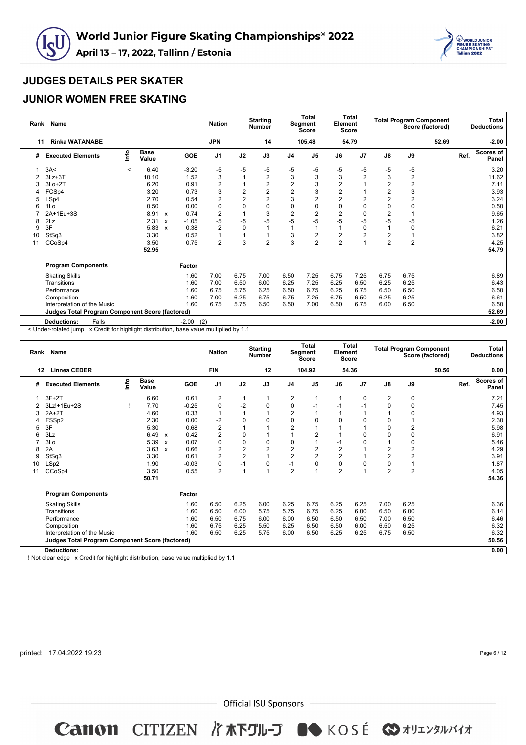# World Junior Figure Skating Championships® 2022

**April 13 – 17, 2022, Tallinn / Estonia**

## JUDGES DETAILS PER SKATER

## JUNIOR WOMEN FREE SKATING

| Rank | Name | Nation | Starting Number | Total Segment Score | Total Element Score | Total Program Component Score (factored) | Total Deductions |
|---|---|---|---|---|---|---|---|
| 11 | Rinka WATANABE | JPN | 14 | 105.48 | 54.79 | 52.69 | -2.00 |

| # | Executed Elements | Info | Base Value | | GOE | J1 | J2 | J3 | J4 | J5 | J6 | J7 | J8 | J9 | Ref. | Scores of Panel |
|---|---|---|---|---|---|---|---|---|---|---|---|---|---|---|---|---|
| 1 | 3A< | < | 6.40 | | -3.20 | -5 | -5 | -5 | -5 | -5 | -5 | -5 | -5 | -5 | | 3.20 |
| 2 | 3Lz+3T | | 10.10 | | 1.52 | 3 | 1 | 2 | 3 | 3 | 3 | 2 | 3 | 2 | | 11.62 |
| 3 | 3Lo+2T | | 6.20 | | 0.91 | 2 | 1 | 2 | 2 | 3 | 2 | 1 | 2 | 2 | | 7.11 |
| 4 | FCSp4 | | 3.20 | | 0.73 | 3 | 2 | 2 | 2 | 3 | 2 | 1 | 2 | 3 | | 3.93 |
| 5 | LSp4 | | 2.70 | | 0.54 | 2 | 2 | 2 | 3 | 2 | 2 | 2 | 2 | 2 | | 3.24 |
| 6 | 1Lo | | 0.50 | | 0.00 | 0 | 0 | 0 | 0 | 0 | 0 | 0 | 0 | 0 | | 0.50 |
| 7 | 2A+1Eu+3S | | 8.91 | x | 0.74 | 2 | 1 | 3 | 2 | 2 | 2 | 0 | 2 | 1 | | 9.65 |
| 8 | 2Lz | | 2.31 | x | -1.05 | -5 | -5 | -5 | -5 | -5 | -5 | -5 | -5 | -5 | | 1.26 |
| 9 | 3F | | 5.83 | x | 0.38 | 2 | 0 | 1 | 1 | 1 | 1 | 0 | 1 | 0 | | 6.21 |
| 10 | StSq3 | | 3.30 | | 0.52 | 1 | 1 | 1 | 3 | 2 | 2 | 2 | 2 | 1 | | 3.82 |
| 11 | CCoSp4 | | 3.50 | | 0.75 | 2 | 3 | 2 | 3 | 2 | 2 | 1 | 2 | 2 | | 4.25 |
| | | | 52.95 | | | | | | | | | | | | | 54.79 |
| | **Program Components** | | | | Factor | | | | | | | | | | | |
| | Skating Skills | | | | 1.60 | 7.00 | 6.75 | 7.00 | 6.50 | 7.25 | 6.75 | 7.25 | 6.75 | 6.75 | | 6.89 |
| | Transitions | | | | 1.60 | 7.00 | 6.50 | 6.00 | 6.25 | 7.25 | 6.25 | 6.50 | 6.25 | 6.25 | | 6.43 |
| | Performance | | | | 1.60 | 6.75 | 5.75 | 6.25 | 6.50 | 6.75 | 6.25 | 6.75 | 6.50 | 6.50 | | 6.50 |
| | Composition | | | | 1.60 | 7.00 | 6.25 | 6.75 | 6.75 | 7.25 | 6.75 | 6.50 | 6.25 | 6.25 | | 6.61 |
| | Interpretation of the Music | | | | 1.60 | 6.75 | 5.75 | 6.50 | 6.50 | 7.00 | 6.50 | 6.75 | 6.00 | 6.50 | | 6.50 |
| | **Judges Total Program Component Score (factored)** | | | | | | | | | | | | | | | 52.69 |
| | **Deductions:** Falls | | | | -2.00 (2) | | | | | | | | | | | -2.00 |

< Under-rotated jump x Credit for highlight distribution, base value multiplied by 1.1

| Rank | Name | Nation | Starting Number | Total Segment Score | Total Element Score | Total Program Component Score (factored) | Total Deductions |
|---|---|---|---|---|---|---|---|
| 12 | Linnea CEDER | FIN | 12 | 104.92 | 54.36 | 50.56 | 0.00 |

| # | Executed Elements | Info | Base Value | | GOE | J1 | J2 | J3 | J4 | J5 | J6 | J7 | J8 | J9 | Ref. | Scores of Panel |
|---|---|---|---|---|---|---|---|---|---|---|---|---|---|---|---|---|
| 1 | 3F+2T | | 6.60 | | 0.61 | 2 | 1 | 1 | 2 | 1 | 1 | 0 | 2 | 0 | | 7.21 |
| 2 | 3Lz!+1Eu+2S | ! | 7.70 | | -0.25 | 0 | -2 | 0 | 0 | -1 | -1 | -1 | 0 | 0 | | 7.45 |
| 3 | 2A+2T | | 4.60 | | 0.33 | 1 | 1 | 1 | 2 | 1 | 1 | 1 | 1 | 0 | | 4.93 |
| 4 | FSSp2 | | 2.30 | | 0.00 | -2 | 0 | 0 | 0 | 0 | 0 | 0 | 0 | 1 | | 2.30 |
| 5 | 3F | | 5.30 | | 0.68 | 2 | 1 | 1 | 2 | 1 | 1 | 1 | 0 | 2 | | 5.98 |
| 6 | 3Lz | | 6.49 | x | 0.42 | 2 | 0 | 1 | 1 | 2 | 1 | 0 | 0 | 0 | | 6.91 |
| 7 | 3Lo | | 5.39 | x | 0.07 | 0 | 0 | 0 | 0 | 1 | -1 | 0 | 1 | 0 | | 5.46 |
| 8 | 2A | | 3.63 | x | 0.66 | 2 | 2 | 2 | 2 | 2 | 2 | 1 | 2 | 2 | | 4.29 |
| 9 | StSq3 | | 3.30 | | 0.61 | 2 | 2 | 1 | 2 | 2 | 2 | 1 | 2 | 2 | | 3.91 |
| 10 | LSp2 | | 1.90 | | -0.03 | 0 | -1 | 0 | -1 | 0 | 0 | 0 | 0 | 1 | | 1.87 |
| 11 | CCoSp4 | | 3.50 | | 0.55 | 2 | 1 | 1 | 2 | 1 | 2 | 1 | 2 | 2 | | 4.05 |
| | | | 50.71 | | | | | | | | | | | | | 54.36 |
| | **Program Components** | | | | Factor | | | | | | | | | | | |
| | Skating Skills | | | | 1.60 | 6.50 | 6.25 | 6.00 | 6.25 | 6.75 | 6.25 | 6.25 | 7.00 | 6.25 | | 6.36 |
| | Transitions | | | | 1.60 | 6.50 | 6.00 | 5.75 | 5.75 | 6.75 | 6.25 | 6.00 | 6.50 | 6.00 | | 6.14 |
| | Performance | | | | 1.60 | 6.50 | 6.75 | 6.00 | 6.00 | 6.50 | 6.50 | 6.50 | 7.00 | 6.50 | | 6.46 |
| | Composition | | | | 1.60 | 6.75 | 6.25 | 5.50 | 6.25 | 6.50 | 6.50 | 6.00 | 6.50 | 6.25 | | 6.32 |
| | Interpretation of the Music | | | | 1.60 | 6.50 | 6.25 | 5.75 | 6.00 | 6.50 | 6.25 | 6.25 | 6.75 | 6.50 | | 6.32 |
| | **Judges Total Program Component Score (factored)** | | | | | | | | | | | | | | | 50.56 |
| | **Deductions:** | | | | | | | | | | | | | | | 0.00 |

! Not clear edge x Credit for highlight distribution, base value multiplied by 1.1

printed: 17.04.2022 19:23

Official ISU Sponsors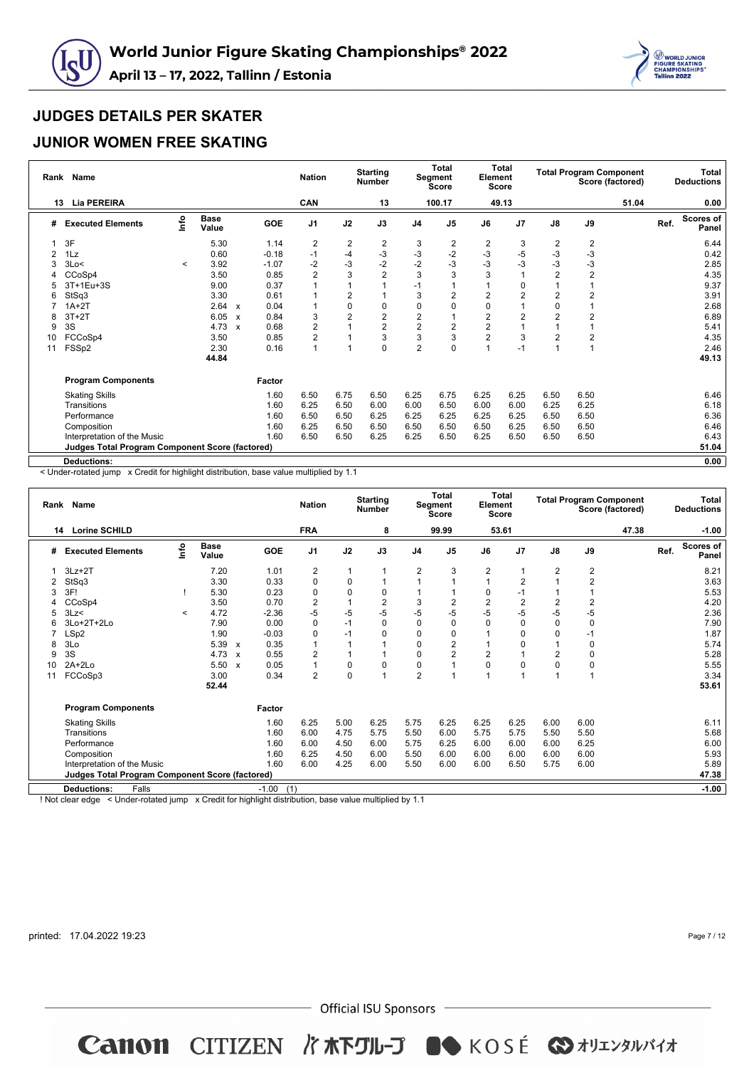# World Junior Figure Skating Championships® 2022

**April 13 – 17, 2022, Tallinn / Estonia**

## JUDGES DETAILS PER SKATER

## JUNIOR WOMEN FREE SKATING

| Rank | Name | Nation | Starting Number | Total Segment Score | Total Element Score | Total Program Component Score (factored) | Total Deductions |
|---|---|---|---|---|---|---|---|
| 13 | Lia PEREIRA | CAN | 13 | 100.17 | 49.13 | 51.04 | 0.00 |

| # | Executed Elements | Info | Base Value | | GOE | J1 | J2 | J3 | J4 | J5 | J6 | J7 | J8 | J9 | Ref. | Scores of Panel |
|---|---|---|---|---|---|---|---|---|---|---|---|---|---|---|---|---|
| 1 | 3F | | 5.30 | | 1.14 | 2 | 2 | 2 | 3 | 2 | 2 | 3 | 2 | 2 | | 6.44 |
| 2 | 1Lz | | 0.60 | | -0.18 | -1 | -4 | -3 | -3 | -2 | -3 | -5 | -3 | -3 | | 0.42 |
| 3 | 3Lo< | < | 3.92 | | -1.07 | -2 | -3 | -2 | -2 | -3 | -3 | -3 | -3 | -3 | | 2.85 |
| 4 | CCoSp4 | | 3.50 | | 0.85 | 2 | 3 | 2 | 3 | 3 | 3 | 1 | 2 | 2 | | 4.35 |
| 5 | 3T+1Eu+3S | | 9.00 | | 0.37 | 1 | 1 | 1 | -1 | 1 | 1 | 0 | 1 | 1 | | 9.37 |
| 6 | StSq3 | | 3.30 | | 0.61 | 1 | 2 | 1 | 3 | 2 | 2 | 2 | 2 | 2 | | 3.91 |
| 7 | 1A+2T | | 2.64 | x | 0.04 | 1 | 0 | 0 | 0 | 0 | 0 | 1 | 0 | 1 | | 2.68 |
| 8 | 3T+2T | | 6.05 | x | 0.84 | 3 | 2 | 2 | 2 | 1 | 2 | 2 | 2 | 2 | | 6.89 |
| 9 | 3S | | 4.73 | x | 0.68 | 2 | 1 | 2 | 2 | 2 | 2 | 1 | 1 | 1 | | 5.41 |
| 10 | FCCoSp4 | | 3.50 | | 0.85 | 2 | 1 | 3 | 3 | 3 | 2 | 3 | 2 | 2 | | 4.35 |
| 11 | FSSp2 | | 2.30 | | 0.16 | 1 | 1 | 0 | 2 | 0 | 1 | -1 | 1 | 1 | | 2.46 |
| | | | 44.84 | | | | | | | | | | | | | 49.13 |

| Program Components | Factor | J1 | J2 | J3 | J4 | J5 | J6 | J7 | J8 | J9 | Scores of Panel |
|---|---|---|---|---|---|---|---|---|---|---|---|
| Skating Skills | 1.60 | 6.50 | 6.75 | 6.50 | 6.25 | 6.75 | 6.25 | 6.25 | 6.50 | 6.50 | 6.46 |
| Transitions | 1.60 | 6.25 | 6.50 | 6.00 | 6.00 | 6.50 | 6.00 | 6.00 | 6.25 | 6.25 | 6.18 |
| Performance | 1.60 | 6.50 | 6.50 | 6.25 | 6.25 | 6.25 | 6.25 | 6.25 | 6.50 | 6.50 | 6.36 |
| Composition | 1.60 | 6.25 | 6.50 | 6.50 | 6.50 | 6.50 | 6.50 | 6.25 | 6.50 | 6.50 | 6.46 |
| Interpretation of the Music | 1.60 | 6.50 | 6.50 | 6.25 | 6.25 | 6.50 | 6.25 | 6.50 | 6.50 | 6.50 | 6.43 |
| **Judges Total Program Component Score (factored)** | | | | | | | | | | | **51.04** |
| **Deductions:** | | | | | | | | | | | **0.00** |

< Under-rotated jump x Credit for highlight distribution, base value multiplied by 1.1

| Rank | Name | Nation | Starting Number | Total Segment Score | Total Element Score | Total Program Component Score (factored) | Total Deductions |
|---|---|---|---|---|---|---|---|
| 14 | Lorine SCHILD | FRA | 8 | 99.99 | 53.61 | 47.38 | -1.00 |

| # | Executed Elements | Info | Base Value | | GOE | J1 | J2 | J3 | J4 | J5 | J6 | J7 | J8 | J9 | Ref. | Scores of Panel |
|---|---|---|---|---|---|---|---|---|---|---|---|---|---|---|---|---|
| 1 | 3Lz+2T | | 7.20 | | 1.01 | 2 | 1 | 1 | 2 | 3 | 2 | 1 | 2 | 2 | | 8.21 |
| 2 | StSq3 | | 3.30 | | 0.33 | 0 | 0 | 1 | 1 | 1 | 1 | 2 | 1 | 2 | | 3.63 |
| 3 | 3F! | ! | 5.30 | | 0.23 | 0 | 0 | 0 | 1 | 1 | 0 | -1 | 1 | 1 | | 5.53 |
| 4 | CCoSp4 | | 3.50 | | 0.70 | 2 | 1 | 2 | 3 | 2 | 2 | 2 | 2 | 2 | | 4.20 |
| 5 | 3Lz< | < | 4.72 | | -2.36 | -5 | -5 | -5 | -5 | -5 | -5 | -5 | -5 | -5 | | 2.36 |
| 6 | 3Lo+2T+2Lo | | 7.90 | | 0.00 | 0 | -1 | 0 | 0 | 0 | 0 | 0 | 0 | 0 | | 7.90 |
| 7 | LSp2 | | 1.90 | | -0.03 | 0 | -1 | 0 | 0 | 0 | 1 | 0 | 0 | -1 | | 1.87 |
| 8 | 3Lo | | 5.39 | x | 0.35 | 1 | 1 | 1 | 0 | 2 | 1 | 0 | 1 | 0 | | 5.74 |
| 9 | 3S | | 4.73 | x | 0.55 | 2 | 1 | 1 | 0 | 2 | 2 | 1 | 2 | 0 | | 5.28 |
| 10 | 2A+2Lo | | 5.50 | x | 0.05 | 1 | 0 | 0 | 0 | 1 | 0 | 0 | 0 | 0 | | 5.55 |
| 11 | FCCoSp3 | | 3.00 | | 0.34 | 2 | 0 | 1 | 2 | 1 | 1 | 1 | 1 | 1 | | 3.34 |
| | | | 52.44 | | | | | | | | | | | | | 53.61 |

| Program Components | Factor | J1 | J2 | J3 | J4 | J5 | J6 | J7 | J8 | J9 | Scores of Panel |
|---|---|---|---|---|---|---|---|---|---|---|---|
| Skating Skills | 1.60 | 6.25 | 5.00 | 6.25 | 5.75 | 6.25 | 6.25 | 6.25 | 6.00 | 6.00 | 6.11 |
| Transitions | 1.60 | 6.00 | 4.75 | 5.75 | 5.50 | 6.00 | 5.75 | 5.75 | 5.50 | 5.50 | 5.68 |
| Performance | 1.60 | 6.00 | 4.50 | 6.00 | 5.75 | 6.25 | 6.00 | 6.00 | 6.00 | 6.25 | 6.00 |
| Composition | 1.60 | 6.25 | 4.50 | 6.00 | 5.50 | 6.00 | 6.00 | 6.00 | 6.00 | 6.00 | 5.93 |
| Interpretation of the Music | 1.60 | 6.00 | 4.25 | 6.00 | 5.50 | 6.00 | 6.00 | 6.50 | 5.75 | 6.00 | 5.89 |
| **Judges Total Program Component Score (factored)** | | | | | | | | | | | **47.38** |
| **Deductions:** Falls | -1.00 (1) | | | | | | | | | | **-1.00** |

! Not clear edge < Under-rotated jump x Credit for highlight distribution, base value multiplied by 1.1

printed: 17.04.2022 19:23

Official ISU Sponsors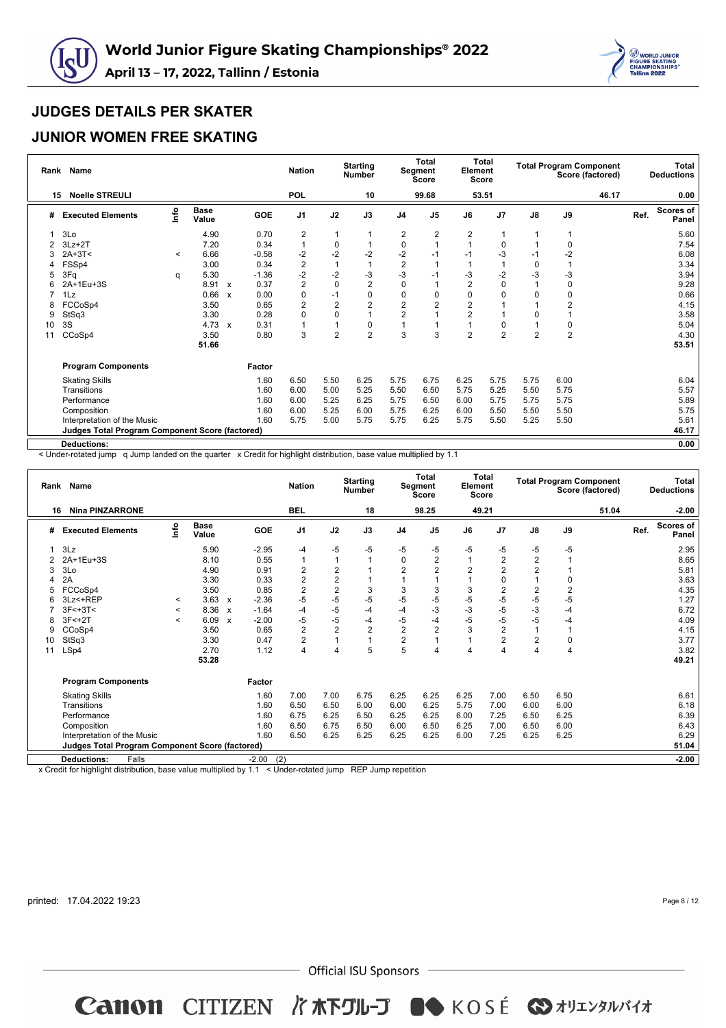# World Junior Figure Skating Championships® 2022

**April 13 – 17, 2022, Tallinn / Estonia**

## JUDGES DETAILS PER SKATER

## JUNIOR WOMEN FREE SKATING

| Rank | Name | Nation | Starting Number | Total Segment Score | Total Element Score | Total Program Component Score (factored) | Total Deductions |
|---|---|---|---|---|---|---|---|
| 15 | Noelle STREULI | POL | 10 | 99.68 | 53.51 | 46.17 | 0.00 |

| # | Executed Elements | Info | Base Value | | GOE | J1 | J2 | J3 | J4 | J5 | J6 | J7 | J8 | J9 | Ref. | Scores of Panel |
|---|---|---|---|---|---|---|---|---|---|---|---|---|---|---|---|---|
| 1 | 3Lo | | 4.90 | | 0.70 | 2 | 1 | 1 | 2 | 2 | 2 | 1 | 1 | 1 | | 5.60 |
| 2 | 3Lz+2T | | 7.20 | | 0.34 | 1 | 0 | 1 | 0 | 1 | 1 | 0 | 1 | 0 | | 7.54 |
| 3 | 2A+3T< | < | 6.66 | | -0.58 | -2 | -2 | -2 | -2 | -1 | -1 | -3 | -1 | -2 | | 6.08 |
| 4 | FSSp4 | | 3.00 | | 0.34 | 2 | 1 | 1 | 2 | 1 | 1 | 1 | 0 | 1 | | 3.34 |
| 5 | 3Fq | q | 5.30 | | -1.36 | -2 | -2 | -3 | -3 | -1 | -3 | -2 | -3 | -3 | | 3.94 |
| 6 | 2A+1Eu+3S | | 8.91 | x | 0.37 | 2 | 0 | 2 | 0 | 1 | 2 | 0 | 1 | 0 | | 9.28 |
| 7 | 1Lz | | 0.66 | x | 0.00 | 0 | -1 | 0 | 0 | 0 | 0 | 0 | 0 | 0 | | 0.66 |
| 8 | FCCoSp4 | | 3.50 | | 0.65 | 2 | 2 | 2 | 2 | 2 | 2 | 1 | 1 | 2 | | 4.15 |
| 9 | StSq3 | | 3.30 | | 0.28 | 0 | 0 | 1 | 2 | 1 | 2 | 1 | 0 | 1 | | 3.58 |
| 10 | 3S | | 4.73 | x | 0.31 | 1 | 1 | 0 | 1 | 1 | 1 | 0 | 1 | 0 | | 5.04 |
| 11 | CCoSp4 | | 3.50 | | 0.80 | 3 | 2 | 2 | 3 | 3 | 2 | 2 | 2 | 2 | | 4.30 |
| | | | 51.66 | | | | | | | | | | | | | 53.51 |

| Program Components | Factor | J1 | J2 | J3 | J4 | J5 | J6 | J7 | J8 | J9 | Scores of Panel |
|---|---|---|---|---|---|---|---|---|---|---|---|
| Skating Skills | 1.60 | 6.50 | 5.50 | 6.25 | 5.75 | 6.75 | 6.25 | 5.75 | 5.75 | 6.00 | 6.04 |
| Transitions | 1.60 | 6.00 | 5.00 | 5.25 | 5.50 | 6.50 | 5.75 | 5.25 | 5.50 | 5.75 | 5.57 |
| Performance | 1.60 | 6.00 | 5.25 | 6.25 | 5.75 | 6.50 | 6.00 | 5.75 | 5.75 | 5.75 | 5.89 |
| Composition | 1.60 | 6.00 | 5.25 | 6.00 | 5.75 | 6.25 | 6.00 | 5.50 | 5.50 | 5.50 | 5.75 |
| Interpretation of the Music | 1.60 | 5.75 | 5.00 | 5.75 | 5.75 | 6.25 | 5.75 | 5.50 | 5.25 | 5.50 | 5.61 |
| **Judges Total Program Component Score (factored)** | | | | | | | | | | | **46.17** |

| **Deductions:** | | **0.00** |
|---|---|---|

< Under-rotated jump q Jump landed on the quarter x Credit for highlight distribution, base value multiplied by 1.1

| Rank | Name | Nation | Starting Number | Total Segment Score | Total Element Score | Total Program Component Score (factored) | Total Deductions |
|---|---|---|---|---|---|---|---|
| 16 | Nina PINZARRONE | BEL | 18 | 98.25 | 49.21 | 51.04 | -2.00 |

| # | Executed Elements | Info | Base Value | | GOE | J1 | J2 | J3 | J4 | J5 | J6 | J7 | J8 | J9 | Ref. | Scores of Panel |
|---|---|---|---|---|---|---|---|---|---|---|---|---|---|---|---|---|
| 1 | 3Lz | | 5.90 | | -2.95 | -4 | -5 | -5 | -5 | -5 | -5 | -5 | -5 | -5 | | 2.95 |
| 2 | 2A+1Eu+3S | | 8.10 | | 0.55 | 1 | 1 | 1 | 0 | 2 | 1 | 2 | 2 | 1 | | 8.65 |
| 3 | 3Lo | | 4.90 | | 0.91 | 2 | 2 | 1 | 2 | 2 | 2 | 2 | 2 | 1 | | 5.81 |
| 4 | 2A | | 3.30 | | 0.33 | 2 | 2 | 1 | 1 | 1 | 1 | 0 | 1 | 0 | | 3.63 |
| 5 | FCCoSp4 | | 3.50 | | 0.85 | 2 | 2 | 3 | 3 | 3 | 3 | 2 | 2 | 2 | | 4.35 |
| 6 | 3Lz<+REP | < | 3.63 | x | -2.36 | -5 | -5 | -5 | -5 | -5 | -5 | -5 | -5 | -5 | | 1.27 |
| 7 | 3F<+3T< | < | 8.36 | x | -1.64 | -4 | -5 | -4 | -4 | -3 | -3 | -5 | -3 | -4 | | 6.72 |
| 8 | 3F<+2T | < | 6.09 | x | -2.00 | -5 | -5 | -4 | -5 | -4 | -5 | -5 | -5 | -4 | | 4.09 |
| 9 | CCoSp4 | | 3.50 | | 0.65 | 2 | 2 | 2 | 2 | 2 | 3 | 2 | 1 | 1 | | 4.15 |
| 10 | StSq3 | | 3.30 | | 0.47 | 2 | 1 | 1 | 2 | 1 | 1 | 2 | 2 | 0 | | 3.77 |
| 11 | LSp4 | | 2.70 | | 1.12 | 4 | 4 | 5 | 5 | 4 | 4 | 4 | 4 | 4 | | 3.82 |
| | | | 53.28 | | | | | | | | | | | | | 49.21 |

| Program Components | Factor | J1 | J2 | J3 | J4 | J5 | J6 | J7 | J8 | J9 | Scores of Panel |
|---|---|---|---|---|---|---|---|---|---|---|---|
| Skating Skills | 1.60 | 7.00 | 7.00 | 6.75 | 6.25 | 6.25 | 6.25 | 7.00 | 6.50 | 6.50 | 6.61 |
| Transitions | 1.60 | 6.50 | 6.50 | 6.00 | 6.00 | 6.25 | 5.75 | 7.00 | 6.00 | 6.00 | 6.18 |
| Performance | 1.60 | 6.75 | 6.25 | 6.50 | 6.25 | 6.25 | 6.00 | 7.25 | 6.50 | 6.25 | 6.39 |
| Composition | 1.60 | 6.50 | 6.75 | 6.50 | 6.00 | 6.50 | 6.25 | 7.00 | 6.50 | 6.00 | 6.43 |
| Interpretation of the Music | 1.60 | 6.50 | 6.25 | 6.25 | 6.25 | 6.25 | 6.00 | 7.25 | 6.25 | 6.25 | 6.29 |
| **Judges Total Program Component Score (factored)** | | | | | | | | | | | **51.04** |

| **Deductions:** | Falls | -2.00 | (2) | **-2.00** |
|---|---|---|---|---|

x Credit for highlight distribution, base value multiplied by 1.1 < Under-rotated jump REP Jump repetition

printed: 17.04.2022 19:23

Official ISU Sponsors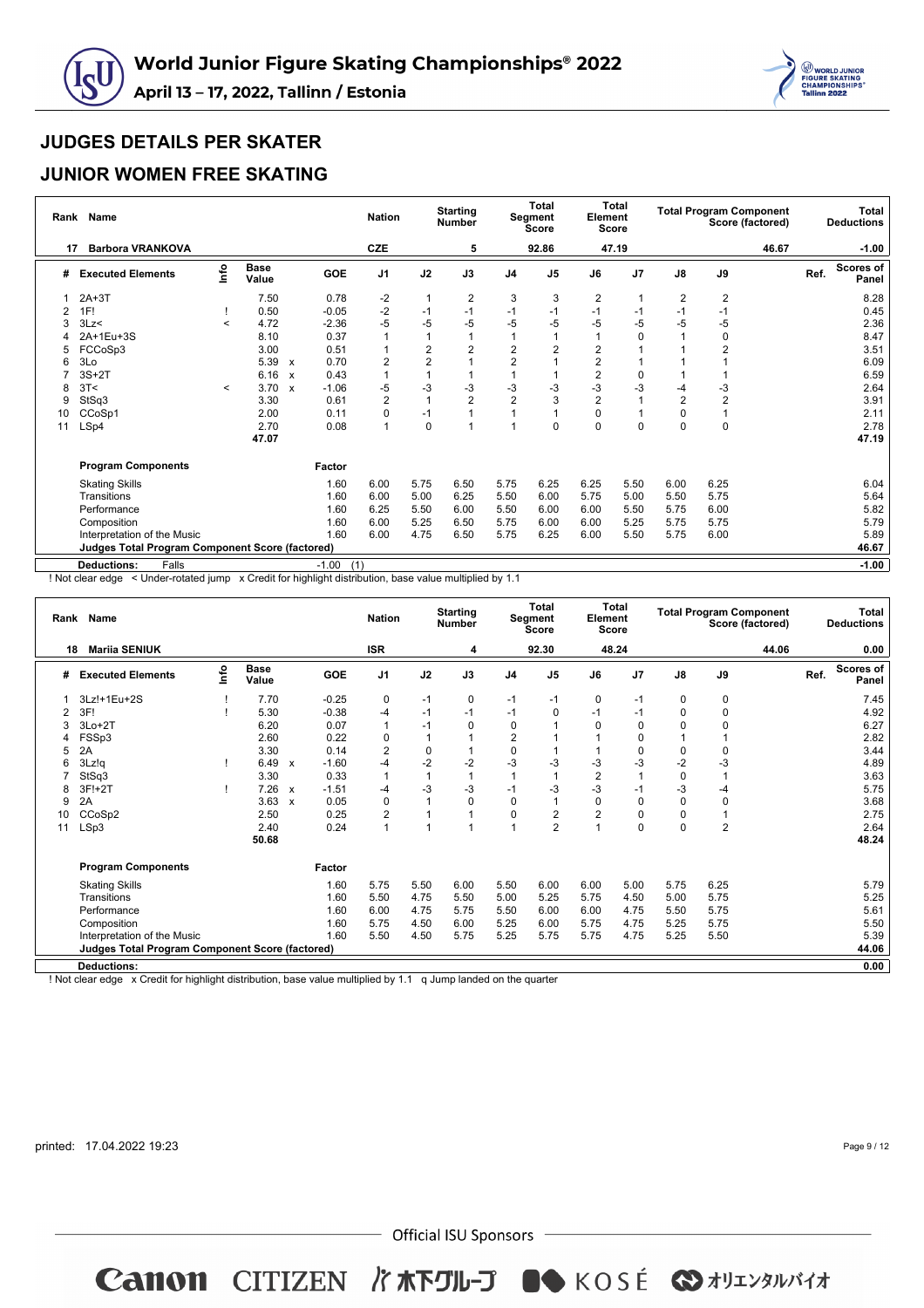# World Junior Figure Skating Championships® 2022

**April 13 – 17, 2022, Tallinn / Estonia**

## JUDGES DETAILS PER SKATER

## JUNIOR WOMEN FREE SKATING

| Rank | Name | Nation | Starting Number | Total Segment Score | Total Element Score | Total Program Component Score (factored) | Total Deductions |
|---|---|---|---|---|---|---|---|
| 17 | Barbora VRANKOVA | CZE | 5 | 92.86 | 47.19 | 46.67 | -1.00 |

| # | Executed Elements | Info | Base Value | | GOE | J1 | J2 | J3 | J4 | J5 | J6 | J7 | J8 | J9 | Ref. | Scores of Panel |
|---|---|---|---|---|---|---|---|---|---|---|---|---|---|---|---|---|
| 1 | 2A+3T | | 7.50 | | 0.78 | -2 | 1 | 2 | 3 | 3 | 2 | 1 | 2 | 2 | | 8.28 |
| 2 | 1F! | ! | 0.50 | | -0.05 | -2 | -1 | -1 | -1 | -1 | -1 | -1 | -1 | -1 | | 0.45 |
| 3 | 3Lz< | < | 4.72 | | -2.36 | -5 | -5 | -5 | -5 | -5 | -5 | -5 | -5 | -5 | | 2.36 |
| 4 | 2A+1Eu+3S | | 8.10 | | 0.37 | 1 | 1 | 1 | 1 | 1 | 1 | 0 | 1 | 0 | | 8.47 |
| 5 | FCCoSp3 | | 3.00 | | 0.51 | 1 | 2 | 2 | 2 | 2 | 2 | 1 | 1 | 2 | | 3.51 |
| 6 | 3Lo | | 5.39 | x | 0.70 | 2 | 2 | 1 | 2 | 1 | 2 | 1 | 1 | 1 | | 6.09 |
| 7 | 3S+2T | | 6.16 | x | 0.43 | 1 | 1 | 1 | 1 | 1 | 2 | 0 | 1 | 1 | | 6.59 |
| 8 | 3T< | < | 3.70 | x | -1.06 | -5 | -3 | -3 | -3 | -3 | -3 | -3 | -4 | -3 | | 2.64 |
| 9 | StSq3 | | 3.30 | | 0.61 | 2 | 1 | 2 | 2 | 3 | 2 | 1 | 2 | 2 | | 3.91 |
| 10 | CCoSp1 | | 2.00 | | 0.11 | 0 | -1 | 1 | 1 | 1 | 0 | 1 | 0 | 1 | | 2.11 |
| 11 | LSp4 | | 2.70 | | 0.08 | 1 | 0 | 1 | 1 | 0 | 0 | 0 | 0 | 0 | | 2.78 |
| | | | 47.07 | | | | | | | | | | | | | 47.19 |

| Program Components | Factor | J1 | J2 | J3 | J4 | J5 | J6 | J7 | J8 | J9 | Scores of Panel |
|---|---|---|---|---|---|---|---|---|---|---|---|
| Skating Skills | 1.60 | 6.00 | 5.75 | 6.50 | 5.75 | 6.25 | 6.25 | 5.50 | 6.00 | 6.25 | 6.04 |
| Transitions | 1.60 | 6.00 | 5.00 | 6.25 | 5.50 | 6.00 | 5.75 | 5.00 | 5.50 | 5.75 | 5.64 |
| Performance | 1.60 | 6.25 | 5.50 | 6.00 | 5.50 | 6.00 | 6.00 | 5.50 | 5.75 | 6.00 | 5.82 |
| Composition | 1.60 | 6.00 | 5.25 | 6.50 | 5.75 | 6.00 | 6.00 | 5.25 | 5.75 | 5.75 | 5.79 |
| Interpretation of the Music | 1.60 | 6.00 | 4.75 | 6.50 | 5.75 | 6.25 | 6.00 | 5.50 | 5.75 | 6.00 | 5.89 |
| **Judges Total Program Component Score (factored)** | | | | | | | | | | | **46.67** |
| **Deductions:** Falls | -1.00 (1) | | | | | | | | | | **-1.00** |

! Not clear edge < Under-rotated jump x Credit for highlight distribution, base value multiplied by 1.1

| Rank | Name | Nation | Starting Number | Total Segment Score | Total Element Score | Total Program Component Score (factored) | Total Deductions |
|---|---|---|---|---|---|---|---|
| 18 | Mariia SENIUK | ISR | 4 | 92.30 | 48.24 | 44.06 | 0.00 |

| # | Executed Elements | Info | Base Value | | GOE | J1 | J2 | J3 | J4 | J5 | J6 | J7 | J8 | J9 | Ref. | Scores of Panel |
|---|---|---|---|---|---|---|---|---|---|---|---|---|---|---|---|---|
| 1 | 3Lz!+1Eu+2S | ! | 7.70 | | -0.25 | 0 | -1 | 0 | -1 | -1 | 0 | -1 | 0 | 0 | | 7.45 |
| 2 | 3F! | ! | 5.30 | | -0.38 | -4 | -1 | -1 | -1 | 0 | -1 | -1 | 0 | 0 | | 4.92 |
| 3 | 3Lo+2T | | 6.20 | | 0.07 | 1 | -1 | 0 | 0 | 1 | 0 | 0 | 0 | 0 | | 6.27 |
| 4 | FSSp3 | | 2.60 | | 0.22 | 0 | 1 | 1 | 2 | 1 | 1 | 0 | 1 | 1 | | 2.82 |
| 5 | 2A | | 3.30 | | 0.14 | 2 | 0 | 1 | 0 | 1 | 1 | 0 | 0 | 0 | | 3.44 |
| 6 | 3Lz!q | ! | 6.49 | x | -1.60 | -4 | -2 | -2 | -3 | -3 | -3 | -3 | -2 | -3 | | 4.89 |
| 7 | StSq3 | | 3.30 | | 0.33 | 1 | 1 | 1 | 1 | 1 | 2 | 1 | 0 | 1 | | 3.63 |
| 8 | 3F!+2T | ! | 7.26 | x | -1.51 | -4 | -3 | -3 | -1 | -3 | -3 | -1 | -3 | -4 | | 5.75 |
| 9 | 2A | | 3.63 | x | 0.05 | 0 | 1 | 0 | 0 | 1 | 0 | 0 | 0 | 0 | | 3.68 |
| 10 | CCoSp2 | | 2.50 | | 0.25 | 2 | 1 | 1 | 0 | 2 | 2 | 0 | 0 | 1 | | 2.75 |
| 11 | LSp3 | | 2.40 | | 0.24 | 1 | 1 | 1 | 1 | 2 | 1 | 0 | 0 | 2 | | 2.64 |
| | | | 50.68 | | | | | | | | | | | | | 48.24 |

| Program Components | Factor | J1 | J2 | J3 | J4 | J5 | J6 | J7 | J8 | J9 | Scores of Panel |
|---|---|---|---|---|---|---|---|---|---|---|---|
| Skating Skills | 1.60 | 5.75 | 5.50 | 6.00 | 5.50 | 6.00 | 6.00 | 5.00 | 5.75 | 6.25 | 5.79 |
| Transitions | 1.60 | 5.50 | 4.75 | 5.50 | 5.00 | 5.25 | 5.75 | 4.50 | 5.00 | 5.75 | 5.25 |
| Performance | 1.60 | 6.00 | 4.75 | 5.75 | 5.50 | 6.00 | 6.00 | 4.75 | 5.50 | 5.75 | 5.61 |
| Composition | 1.60 | 5.75 | 4.50 | 6.00 | 5.25 | 6.00 | 5.75 | 4.75 | 5.25 | 5.75 | 5.50 |
| Interpretation of the Music | 1.60 | 5.50 | 4.50 | 5.75 | 5.25 | 5.75 | 5.75 | 4.75 | 5.25 | 5.50 | 5.39 |
| **Judges Total Program Component Score (factored)** | | | | | | | | | | | **44.06** |
| **Deductions:** | | | | | | | | | | | **0.00** |

! Not clear edge x Credit for highlight distribution, base value multiplied by 1.1 q Jump landed on the quarter

printed: 17.04.2022 19:23

Official ISU Sponsors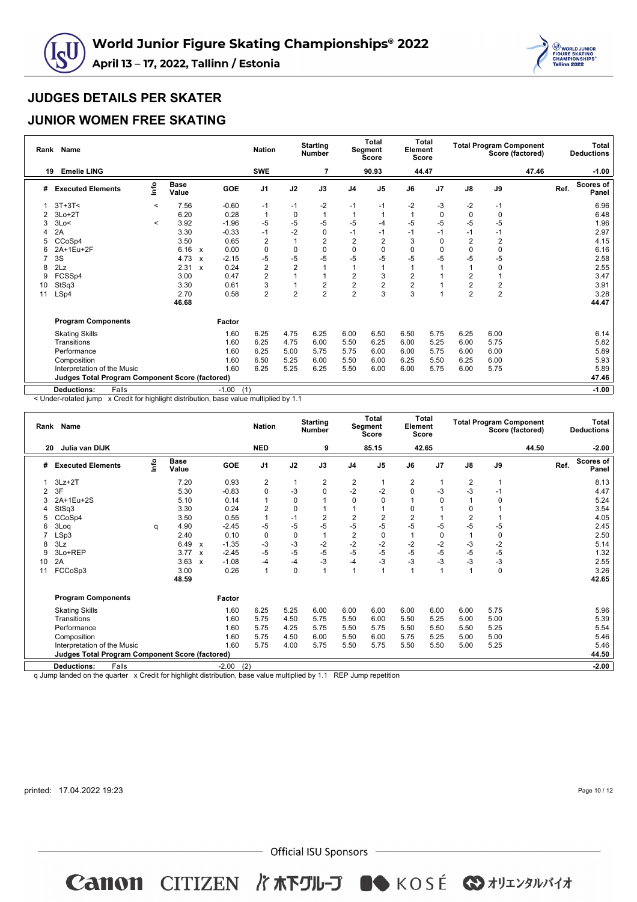# World Junior Figure Skating Championships® 2022

**April 13 – 17, 2022, Tallinn / Estonia**

## JUDGES DETAILS PER SKATER

## JUNIOR WOMEN FREE SKATING

| Rank | Name | Nation | Starting Number | Total Segment Score | Total Element Score | Total Program Component Score (factored) | Total Deductions |
|---|---|---|---|---|---|---|---|
| 19 | Emelie LING | SWE | 7 | 90.93 | 44.47 | 47.46 | -1.00 |

| # | Executed Elements | Info | Base Value | | GOE | J1 | J2 | J3 | J4 | J5 | J6 | J7 | J8 | J9 | Ref. | Scores of Panel |
|---|---|---|---|---|---|---|---|---|---|---|---|---|---|---|---|---|
| 1 | 3T+3T< | < | 7.56 | | -0.60 | -1 | -1 | -2 | -1 | -1 | -2 | -3 | -2 | -1 | | 6.96 |
| 2 | 3Lo+2T | | 6.20 | | 0.28 | 1 | 0 | 1 | 1 | 1 | 1 | 0 | 0 | 0 | | 6.48 |
| 3 | 3Lo< | < | 3.92 | | -1.96 | -5 | -5 | -5 | -5 | -4 | -5 | -5 | -5 | -5 | | 1.96 |
| 4 | 2A | | 3.30 | | -0.33 | -1 | -2 | 0 | -1 | -1 | -1 | -1 | -1 | -1 | | 2.97 |
| 5 | CCoSp4 | | 3.50 | | 0.65 | 2 | 1 | 2 | 2 | 2 | 3 | 0 | 2 | 2 | | 4.15 |
| 6 | 2A+1Eu+2F | | 6.16 | x | 0.00 | 0 | 0 | 0 | 0 | 0 | 0 | 0 | 0 | 0 | | 6.16 |
| 7 | 3S | | 4.73 | x | -2.15 | -5 | -5 | -5 | -5 | -5 | -5 | -5 | -5 | -5 | | 2.58 |
| 8 | 2Lz | | 2.31 | x | 0.24 | 2 | 2 | 1 | 1 | 1 | 1 | 1 | 1 | 0 | | 2.55 |
| 9 | FCSSp4 | | 3.00 | | 0.47 | 2 | 1 | 1 | 2 | 3 | 2 | 1 | 2 | 1 | | 3.47 |
| 10 | StSq3 | | 3.30 | | 0.61 | 3 | 1 | 2 | 2 | 2 | 2 | 1 | 2 | 2 | | 3.91 |
| 11 | LSp4 | | 2.70 | | 0.58 | 2 | 2 | 2 | 2 | 3 | 3 | 1 | 2 | 2 | | 3.28 |
| | | | 46.68 | | | | | | | | | | | | | 44.47 |

| Program Components | Factor | J1 | J2 | J3 | J4 | J5 | J6 | J7 | J8 | J9 | Scores of Panel |
|---|---|---|---|---|---|---|---|---|---|---|---|
| Skating Skills | 1.60 | 6.25 | 4.75 | 6.25 | 6.00 | 6.50 | 6.50 | 5.75 | 6.25 | 6.00 | 6.14 |
| Transitions | 1.60 | 6.25 | 4.75 | 6.00 | 5.50 | 6.25 | 6.00 | 5.25 | 6.00 | 5.75 | 5.82 |
| Performance | 1.60 | 6.25 | 5.00 | 5.75 | 5.75 | 6.00 | 6.00 | 5.75 | 6.00 | 6.00 | 5.89 |
| Composition | 1.60 | 6.50 | 5.25 | 6.00 | 5.50 | 6.00 | 6.25 | 5.50 | 6.25 | 6.00 | 5.93 |
| Interpretation of the Music | 1.60 | 6.25 | 5.25 | 6.25 | 5.50 | 6.00 | 6.00 | 5.75 | 6.00 | 5.75 | 5.89 |
| **Judges Total Program Component Score (factored)** | | | | | | | | | | | **47.46** |
| **Deductions:** Falls | -1.00 (1) | | | | | | | | | | **-1.00** |

< Under-rotated jump x Credit for highlight distribution, base value multiplied by 1.1

| Rank | Name | Nation | Starting Number | Total Segment Score | Total Element Score | Total Program Component Score (factored) | Total Deductions |
|---|---|---|---|---|---|---|---|
| 20 | Julia van DIJK | NED | 9 | 85.15 | 42.65 | 44.50 | -2.00 |

| # | Executed Elements | Info | Base Value | | GOE | J1 | J2 | J3 | J4 | J5 | J6 | J7 | J8 | J9 | Ref. | Scores of Panel |
|---|---|---|---|---|---|---|---|---|---|---|---|---|---|---|---|---|
| 1 | 3Lz+2T | | 7.20 | | 0.93 | 2 | 1 | 2 | 2 | 1 | 2 | 1 | 2 | 1 | | 8.13 |
| 2 | 3F | | 5.30 | | -0.83 | 0 | -3 | 0 | -2 | -2 | 0 | -3 | -3 | -1 | | 4.47 |
| 3 | 2A+1Eu+2S | | 5.10 | | 0.14 | 1 | 0 | 1 | 0 | 0 | 1 | 0 | 1 | 0 | | 5.24 |
| 4 | StSq3 | | 3.30 | | 0.24 | 2 | 0 | 1 | 1 | 1 | 0 | 1 | 0 | 1 | | 3.54 |
| 5 | CCoSp4 | | 3.50 | | 0.55 | 1 | -1 | 2 | 2 | 2 | 2 | 1 | 2 | 1 | | 4.05 |
| 6 | 3Loq | q | 4.90 | | -2.45 | -5 | -5 | -5 | -5 | -5 | -5 | -5 | -5 | -5 | | 2.45 |
| 7 | LSp3 | | 2.40 | | 0.10 | 0 | 0 | 1 | 2 | 0 | 1 | 0 | 1 | 0 | | 2.50 |
| 8 | 3Lz | | 6.49 | x | -1.35 | -3 | -3 | -2 | -2 | -2 | -2 | -2 | -3 | -2 | | 5.14 |
| 9 | 3Lo+REP | | 3.77 | x | -2.45 | -5 | -5 | -5 | -5 | -5 | -5 | -5 | -5 | -5 | | 1.32 |
| 10 | 2A | | 3.63 | x | -1.08 | -4 | -4 | -3 | -4 | -3 | -3 | -3 | -3 | -3 | | 2.55 |
| 11 | FCCoSp3 | | 3.00 | | 0.26 | 1 | 0 | 1 | 1 | 1 | 1 | 1 | 1 | 0 | | 3.26 |
| | | | 48.59 | | | | | | | | | | | | | 42.65 |

| Program Components | Factor | J1 | J2 | J3 | J4 | J5 | J6 | J7 | J8 | J9 | Scores of Panel |
|---|---|---|---|---|---|---|---|---|---|---|---|
| Skating Skills | 1.60 | 6.25 | 5.25 | 6.00 | 6.00 | 6.00 | 6.00 | 6.00 | 6.00 | 5.75 | 5.96 |
| Transitions | 1.60 | 5.75 | 4.50 | 5.75 | 5.50 | 6.00 | 5.50 | 5.25 | 5.00 | 5.00 | 5.39 |
| Performance | 1.60 | 5.75 | 4.25 | 5.75 | 5.50 | 5.75 | 5.50 | 5.50 | 5.50 | 5.25 | 5.54 |
| Composition | 1.60 | 5.75 | 4.50 | 6.00 | 5.50 | 6.00 | 5.75 | 5.25 | 5.00 | 5.00 | 5.46 |
| Interpretation of the Music | 1.60 | 5.75 | 4.00 | 5.75 | 5.50 | 5.75 | 5.50 | 5.50 | 5.00 | 5.25 | 5.46 |
| **Judges Total Program Component Score (factored)** | | | | | | | | | | | **44.50** |
| **Deductions:** Falls | -2.00 (2) | | | | | | | | | | **-2.00** |

q Jump landed on the quarter x Credit for highlight distribution, base value multiplied by 1.1 REP Jump repetition

printed: 17.04.2022 19:23

Official ISU Sponsors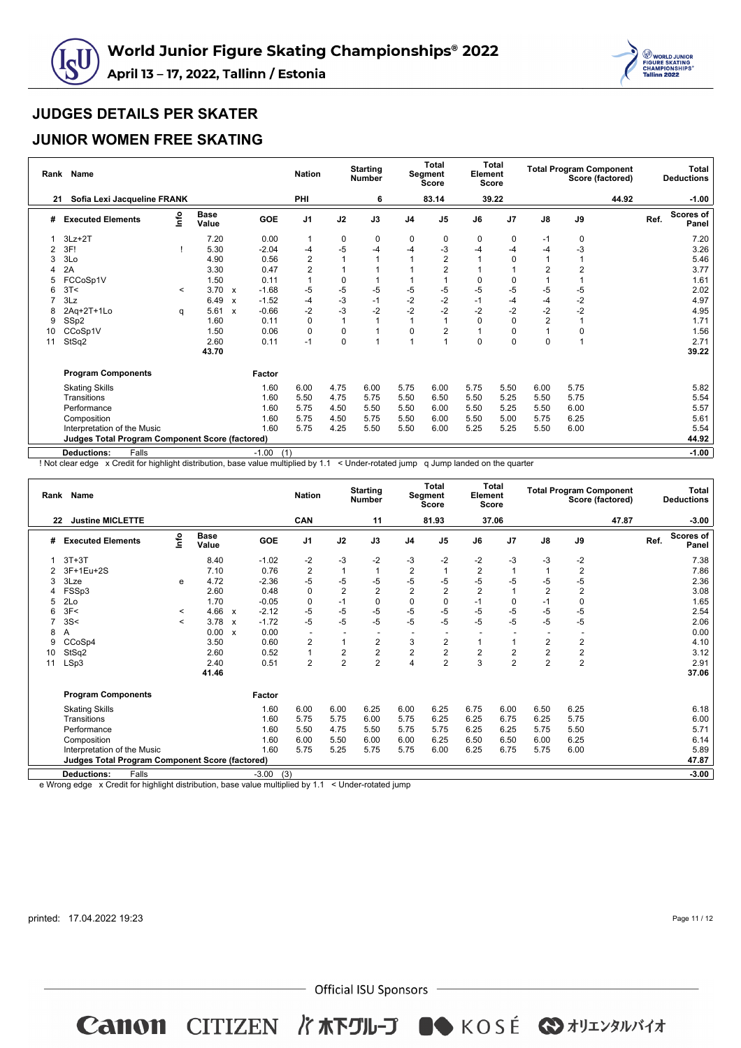## JUDGES DETAILS PER SKATER

## JUNIOR WOMEN FREE SKATING

| Rank | Name | Nation | Starting Number | Total Segment Score | Total Element Score | Total Program Component Score (factored) | Total Deductions |
|---|---|---|---|---|---|---|---|
| 21 | Sofia Lexi Jacqueline FRANK | PHI | 6 | 83.14 | 39.22 | 44.92 | -1.00 |

| # | Executed Elements | Info | Base Value | | GOE | J1 | J2 | J3 | J4 | J5 | J6 | J7 | J8 | J9 | Ref. | Scores of Panel |
|---|---|---|---|---|---|---|---|---|---|---|---|---|---|---|---|---|
| 1 | 3Lz+2T | | 7.20 | | 0.00 | 1 | 0 | 0 | 0 | 0 | 0 | 0 | -1 | 0 | | 7.20 |
| 2 | 3F! | ! | 5.30 | | -2.04 | -4 | -5 | -4 | -4 | -3 | -4 | -4 | -4 | -3 | | 3.26 |
| 3 | 3Lo | | 4.90 | | 0.56 | 2 | 1 | 1 | 1 | 2 | 1 | 0 | 1 | 1 | | 5.46 |
| 4 | 2A | | 3.30 | | 0.47 | 2 | 1 | 1 | 1 | 2 | 1 | 1 | 2 | 2 | | 3.77 |
| 5 | FCCoSp1V | | 1.50 | | 0.11 | 1 | 0 | 1 | 1 | 1 | 0 | 0 | 1 | 1 | | 1.61 |
| 6 | 3T< | < | 3.70 | x | -1.68 | -5 | -5 | -5 | -5 | -5 | -5 | -5 | -5 | -5 | | 2.02 |
| 7 | 3Lz | | 6.49 | x | -1.52 | -4 | -3 | -1 | -2 | -2 | -1 | -4 | -4 | -2 | | 4.97 |
| 8 | 2Aq+2T+1Lo | q | 5.61 | x | -0.66 | -2 | -3 | -2 | -2 | -2 | -2 | -2 | -2 | -2 | | 4.95 |
| 9 | SSp2 | | 1.60 | | 0.11 | 0 | 1 | 1 | 1 | 1 | 0 | 0 | 2 | 1 | | 1.71 |
| 10 | CCoSp1V | | 1.50 | | 0.06 | 0 | 0 | 1 | 0 | 2 | 1 | 0 | 1 | 0 | | 1.56 |
| 11 | StSq2 | | 2.60 | | 0.11 | -1 | 0 | 1 | 1 | 1 | 0 | 0 | 0 | 1 | | 2.71 |
| | | | 43.70 | | | | | | | | | | | | | 39.22 |

| Program Components | Factor | J1 | J2 | J3 | J4 | J5 | J6 | J7 | J8 | J9 | Scores of Panel |
|---|---|---|---|---|---|---|---|---|---|---|---|
| Skating Skills | 1.60 | 6.00 | 4.75 | 6.00 | 5.75 | 6.00 | 5.75 | 5.50 | 6.00 | 5.75 | 5.82 |
| Transitions | 1.60 | 5.50 | 4.75 | 5.75 | 5.50 | 6.50 | 5.50 | 5.25 | 5.50 | 5.75 | 5.54 |
| Performance | 1.60 | 5.75 | 4.50 | 5.50 | 5.50 | 6.00 | 5.50 | 5.25 | 5.50 | 6.00 | 5.57 |
| Composition | 1.60 | 5.75 | 4.50 | 5.75 | 5.50 | 6.00 | 5.50 | 5.00 | 5.75 | 6.25 | 5.61 |
| Interpretation of the Music | 1.60 | 5.75 | 4.25 | 5.50 | 5.50 | 6.00 | 5.25 | 5.25 | 5.50 | 6.00 | 5.54 |
| **Judges Total Program Component Score (factored)** | | | | | | | | | | | **44.92** |
| **Deductions:** Falls | -1.00 (1) | | | | | | | | | | **-1.00** |

! Not clear edge x Credit for highlight distribution, base value multiplied by 1.1 < Under-rotated jump q Jump landed on the quarter

| Rank | Name | Nation | Starting Number | Total Segment Score | Total Element Score | Total Program Component Score (factored) | Total Deductions |
|---|---|---|---|---|---|---|---|
| 22 | Justine MICLETTE | CAN | 11 | 81.93 | 37.06 | 47.87 | -3.00 |

| # | Executed Elements | Info | Base Value | | GOE | J1 | J2 | J3 | J4 | J5 | J6 | J7 | J8 | J9 | Ref. | Scores of Panel |
|---|---|---|---|---|---|---|---|---|---|---|---|---|---|---|---|---|
| 1 | 3T+3T | | 8.40 | | -1.02 | -2 | -3 | -2 | -3 | -2 | -2 | -3 | -3 | -2 | | 7.38 |
| 2 | 3F+1Eu+2S | | 7.10 | | 0.76 | 2 | 1 | 1 | 2 | 1 | 2 | 1 | 1 | 2 | | 7.86 |
| 3 | 3Lze | e | 4.72 | | -2.36 | -5 | -5 | -5 | -5 | -5 | -5 | -5 | -5 | -5 | | 2.36 |
| 4 | FSSp3 | | 2.60 | | 0.48 | 0 | 2 | 2 | 2 | 2 | 2 | 1 | 2 | 2 | | 3.08 |
| 5 | 2Lo | | 1.70 | | -0.05 | 0 | -1 | 0 | 0 | 0 | -1 | 0 | -1 | 0 | | 1.65 |
| 6 | 3F< | < | 4.66 | x | -2.12 | -5 | -5 | -5 | -5 | -5 | -5 | -5 | -5 | -5 | | 2.54 |
| 7 | 3S< | < | 3.78 | x | -1.72 | -5 | -5 | -5 | -5 | -5 | -5 | -5 | -5 | -5 | | 2.06 |
| 8 | A | | 0.00 | x | 0.00 | - | - | - | - | - | - | - | - | - | | 0.00 |
| 9 | CCoSp4 | | 3.50 | | 0.60 | 2 | 1 | 2 | 3 | 2 | 1 | 1 | 2 | 2 | | 4.10 |
| 10 | StSq2 | | 2.60 | | 0.52 | 1 | 2 | 2 | 2 | 2 | 2 | 2 | 2 | 2 | | 3.12 |
| 11 | LSp3 | | 2.40 | | 0.51 | 2 | 2 | 2 | 4 | 2 | 3 | 2 | 2 | 2 | | 2.91 |
| | | | 41.46 | | | | | | | | | | | | | 37.06 |

| Program Components | Factor | J1 | J2 | J3 | J4 | J5 | J6 | J7 | J8 | J9 | Scores of Panel |
|---|---|---|---|---|---|---|---|---|---|---|---|
| Skating Skills | 1.60 | 6.00 | 6.00 | 6.25 | 6.00 | 6.25 | 6.75 | 6.00 | 6.50 | 6.25 | 6.18 |
| Transitions | 1.60 | 5.75 | 5.75 | 6.00 | 5.75 | 6.25 | 6.25 | 6.75 | 6.25 | 5.75 | 6.00 |
| Performance | 1.60 | 5.50 | 4.75 | 5.50 | 5.75 | 5.75 | 6.25 | 6.25 | 5.75 | 5.50 | 5.71 |
| Composition | 1.60 | 6.00 | 5.50 | 6.00 | 6.00 | 6.25 | 6.50 | 6.50 | 6.00 | 6.25 | 6.14 |
| Interpretation of the Music | 1.60 | 5.75 | 5.25 | 5.75 | 5.75 | 6.00 | 6.25 | 6.75 | 5.75 | 6.00 | 5.89 |
| **Judges Total Program Component Score (factored)** | | | | | | | | | | | **47.87** |
| **Deductions:** Falls | -3.00 (3) | | | | | | | | | | **-3.00** |

e Wrong edge x Credit for highlight distribution, base value multiplied by 1.1 < Under-rotated jump

printed: 17.04.2022 19:23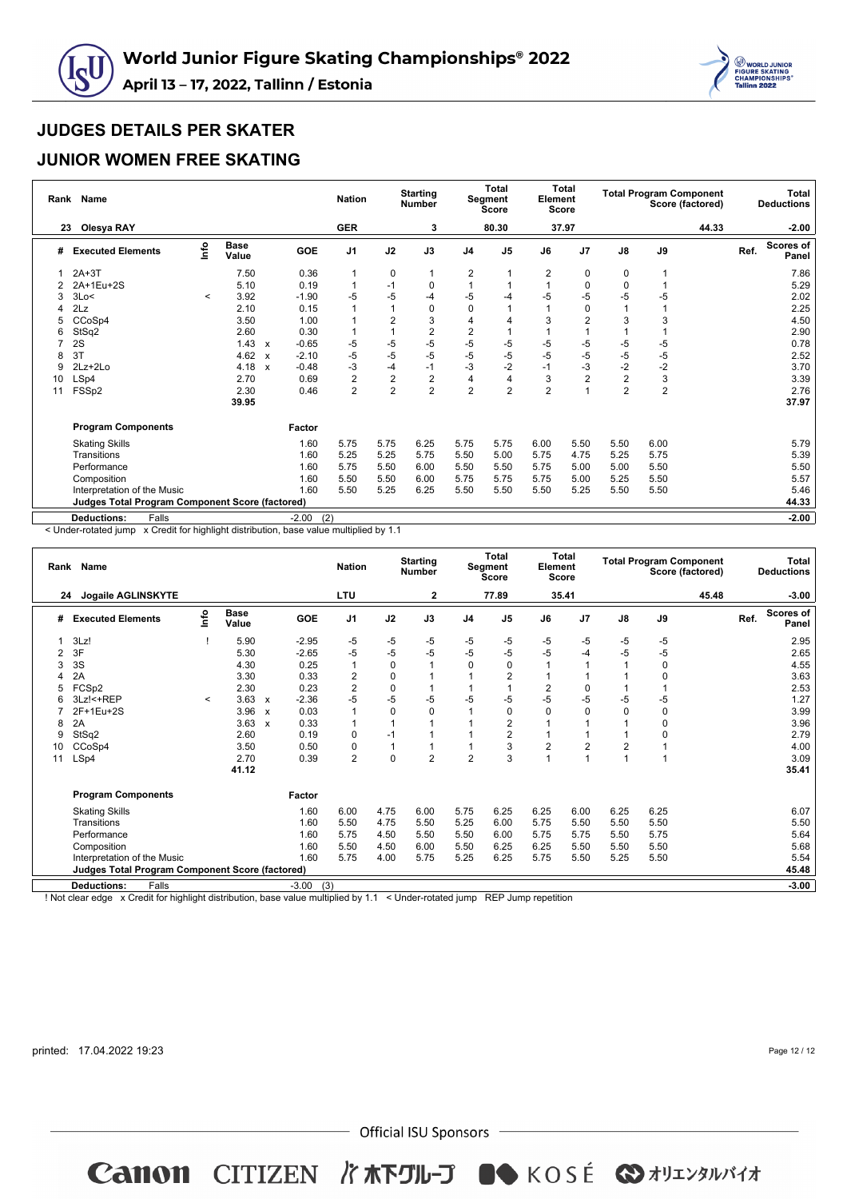# World Junior Figure Skating Championships® 2022

**April 13 – 17, 2022, Tallinn / Estonia**

## JUDGES DETAILS PER SKATER

## JUNIOR WOMEN FREE SKATING

| Rank | Name | Nation | Starting Number | Total Segment Score | Total Element Score | Total Program Component Score (factored) | Total Deductions |
|---|---|---|---|---|---|---|---|
| 23 | Olesya RAY | GER | 3 | 80.30 | 37.97 | 44.33 | -2.00 |

| # | Executed Elements | Info | Base Value | | GOE | J1 | J2 | J3 | J4 | J5 | J6 | J7 | J8 | J9 | Ref. | Scores of Panel |
|---|---|---|---|---|---|---|---|---|---|---|---|---|---|---|---|---|
| 1 | 2A+3T | | 7.50 | | 0.36 | 1 | 0 | 1 | 2 | 1 | 2 | 0 | 0 | 1 | | 7.86 |
| 2 | 2A+1Eu+2S | | 5.10 | | 0.19 | 1 | -1 | 0 | 1 | 1 | 1 | 0 | 0 | 1 | | 5.29 |
| 3 | 3Lo< | < | 3.92 | | -1.90 | -5 | -5 | -4 | -5 | -4 | -5 | -5 | -5 | -5 | | 2.02 |
| 4 | 2Lz | | 2.10 | | 0.15 | 1 | 1 | 0 | 0 | 1 | 1 | 0 | 1 | 1 | | 2.25 |
| 5 | CCoSp4 | | 3.50 | | 1.00 | 1 | 2 | 3 | 4 | 4 | 3 | 2 | 3 | 3 | | 4.50 |
| 6 | StSq2 | | 2.60 | | 0.30 | 1 | 1 | 2 | 2 | 1 | 1 | 1 | 1 | 1 | | 2.90 |
| 7 | 2S | | 1.43 | x | -0.65 | -5 | -5 | -5 | -5 | -5 | -5 | -5 | -5 | -5 | | 0.78 |
| 8 | 3T | | 4.62 | x | -2.10 | -5 | -5 | -5 | -5 | -5 | -5 | -5 | -5 | -5 | | 2.52 |
| 9 | 2Lz+2Lo | | 4.18 | x | -0.48 | -3 | -4 | -1 | -3 | -2 | -1 | -3 | -2 | -2 | | 3.70 |
| 10 | LSp4 | | 2.70 | | 0.69 | 2 | 2 | 2 | 4 | 4 | 3 | 2 | 2 | 3 | | 3.39 |
| 11 | FSSp2 | | 2.30 | | 0.46 | 2 | 2 | 2 | 2 | 2 | 2 | 1 | 2 | 2 | | 2.76 |
| | | | 39.95 | | | | | | | | | | | | | 37.97 |

| Program Components | Factor | J1 | J2 | J3 | J4 | J5 | J6 | J7 | J8 | J9 | Scores of Panel |
|---|---|---|---|---|---|---|---|---|---|---|---|
| Skating Skills | 1.60 | 5.75 | 5.75 | 6.25 | 5.75 | 5.75 | 6.00 | 5.50 | 5.50 | 6.00 | 5.79 |
| Transitions | 1.60 | 5.25 | 5.25 | 5.75 | 5.50 | 5.00 | 5.75 | 4.75 | 5.25 | 5.75 | 5.39 |
| Performance | 1.60 | 5.75 | 5.50 | 6.00 | 5.50 | 5.50 | 5.75 | 5.00 | 5.00 | 5.50 | 5.50 |
| Composition | 1.60 | 5.50 | 5.50 | 6.00 | 5.75 | 5.75 | 5.75 | 5.00 | 5.25 | 5.50 | 5.57 |
| Interpretation of the Music | 1.60 | 5.50 | 5.25 | 6.25 | 5.50 | 5.50 | 5.50 | 5.25 | 5.50 | 5.50 | 5.46 |
| **Judges Total Program Component Score (factored)** | | | | | | | | | | | **44.33** |

**Deductions:** Falls -2.00 (2) **-2.00**

< Under-rotated jump x Credit for highlight distribution, base value multiplied by 1.1

| Rank | Name | Nation | Starting Number | Total Segment Score | Total Element Score | Total Program Component Score (factored) | Total Deductions |
|---|---|---|---|---|---|---|---|
| 24 | Jogaile AGLINSKYTE | LTU | 2 | 77.89 | 35.41 | 45.48 | -3.00 |

| # | Executed Elements | Info | Base Value | | GOE | J1 | J2 | J3 | J4 | J5 | J6 | J7 | J8 | J9 | Ref. | Scores of Panel |
|---|---|---|---|---|---|---|---|---|---|---|---|---|---|---|---|---|
| 1 | 3Lz! | ! | 5.90 | | -2.95 | -5 | -5 | -5 | -5 | -5 | -5 | -5 | -5 | -5 | | 2.95 |
| 2 | 3F | | 5.30 | | -2.65 | -5 | -5 | -5 | -5 | -5 | -5 | -4 | -5 | -5 | | 2.65 |
| 3 | 3S | | 4.30 | | 0.25 | 1 | 0 | 1 | 0 | 0 | 1 | 1 | 1 | 0 | | 4.55 |
| 4 | 2A | | 3.30 | | 0.33 | 2 | 0 | 1 | 1 | 2 | 1 | 1 | 1 | 0 | | 3.63 |
| 5 | FCSp2 | | 2.30 | | 0.23 | 2 | 0 | 1 | 1 | 1 | 2 | 0 | 1 | 1 | | 2.53 |
| 6 | 3Lz!<+REP | < | 3.63 | x | -2.36 | -5 | -5 | -5 | -5 | -5 | -5 | -5 | -5 | -5 | | 1.27 |
| 7 | 2F+1Eu+2S | | 3.96 | x | 0.03 | 1 | 0 | 0 | 1 | 0 | 0 | 0 | 0 | 0 | | 3.99 |
| 8 | 2A | | 3.63 | x | 0.33 | 1 | 1 | 1 | 1 | 2 | 1 | 1 | 1 | 0 | | 3.96 |
| 9 | StSq2 | | 2.60 | | 0.19 | 0 | -1 | 1 | 1 | 2 | 1 | 1 | 1 | 0 | | 2.79 |
| 10 | CCoSp4 | | 3.50 | | 0.50 | 0 | 1 | 1 | 1 | 3 | 2 | 2 | 2 | 1 | | 4.00 |
| 11 | LSp4 | | 2.70 | | 0.39 | 2 | 0 | 2 | 2 | 3 | 1 | 1 | 1 | 1 | | 3.09 |
| | | | 41.12 | | | | | | | | | | | | | 35.41 |

| Program Components | Factor | J1 | J2 | J3 | J4 | J5 | J6 | J7 | J8 | J9 | Scores of Panel |
|---|---|---|---|---|---|---|---|---|---|---|---|
| Skating Skills | 1.60 | 6.00 | 4.75 | 6.00 | 5.75 | 6.25 | 6.25 | 6.00 | 6.25 | 6.25 | 6.07 |
| Transitions | 1.60 | 5.50 | 4.75 | 5.50 | 5.25 | 6.00 | 5.75 | 5.50 | 5.50 | 5.50 | 5.50 |
| Performance | 1.60 | 5.75 | 4.50 | 5.50 | 5.50 | 6.00 | 5.75 | 5.75 | 5.50 | 5.75 | 5.64 |
| Composition | 1.60 | 5.50 | 4.50 | 6.00 | 5.50 | 6.25 | 6.25 | 5.50 | 5.50 | 5.50 | 5.68 |
| Interpretation of the Music | 1.60 | 5.75 | 4.00 | 5.75 | 5.25 | 6.25 | 5.75 | 5.50 | 5.25 | 5.50 | 5.54 |
| **Judges Total Program Component Score (factored)** | | | | | | | | | | | **45.48** |

**Deductions:** Falls -3.00 (3) **-3.00**

! Not clear edge x Credit for highlight distribution, base value multiplied by 1.1 < Under-rotated jump REP Jump repetition

printed: 17.04.2022 19:23

Official ISU Sponsors

Canon CITIZEN 木下グループ KOSÉ オリエンタルバイオ